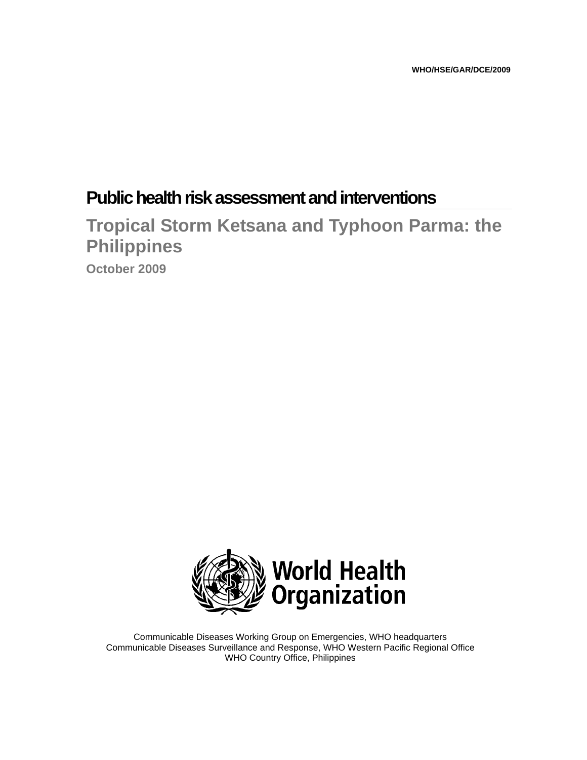WHO/HSE/GAR/DCE/2009

# Public health risk assessment and interventions

## Tropical Storm Ketsana and Typhoon Parma: the Philippines

**October 2009**

World Health Organization

Communicable Diseases Working Group on Emergencies, WHO headquarters
Communicable Diseases Surveillance and Response, WHO Western Pacific Regional Office
WHO Country Office, Philippines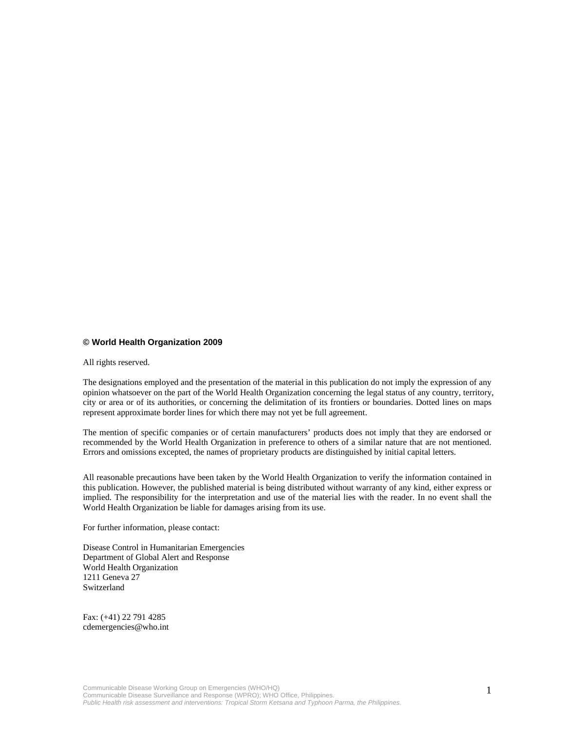**© World Health Organization 2009**

All rights reserved.

The designations employed and the presentation of the material in this publication do not imply the expression of any opinion whatsoever on the part of the World Health Organization concerning the legal status of any country, territory, city or area or of its authorities, or concerning the delimitation of its frontiers or boundaries. Dotted lines on maps represent approximate border lines for which there may not yet be full agreement.

The mention of specific companies or of certain manufacturers' products does not imply that they are endorsed or recommended by the World Health Organization in preference to others of a similar nature that are not mentioned. Errors and omissions excepted, the names of proprietary products are distinguished by initial capital letters.

All reasonable precautions have been taken by the World Health Organization to verify the information contained in this publication. However, the published material is being distributed without warranty of any kind, either express or implied. The responsibility for the interpretation and use of the material lies with the reader. In no event shall the World Health Organization be liable for damages arising from its use.

For further information, please contact:

Disease Control in Humanitarian Emergencies
Department of Global Alert and Response
World Health Organization
1211 Geneva 27
Switzerland

Fax: (+41) 22 791 4285
cdemergencies@who.int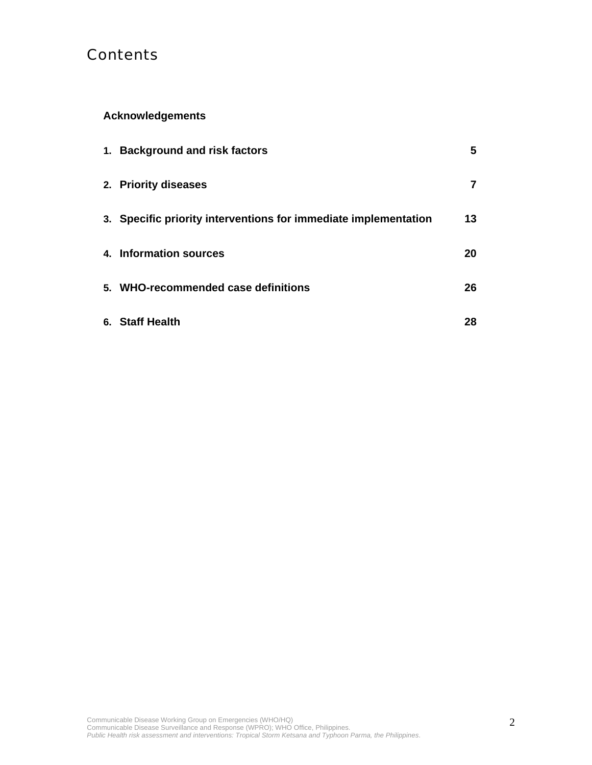# Contents

**Acknowledgements**

| | | |
|---|---|---|
| **1.** | **Background and risk factors** | **5** |
| **2.** | **Priority diseases** | **7** |
| **3.** | **Specific priority interventions for immediate implementation** | **13** |
| **4.** | **Information sources** | **20** |
| **5.** | **WHO-recommended case definitions** | **26** |
| **6.** | **Staff Health** | **28** |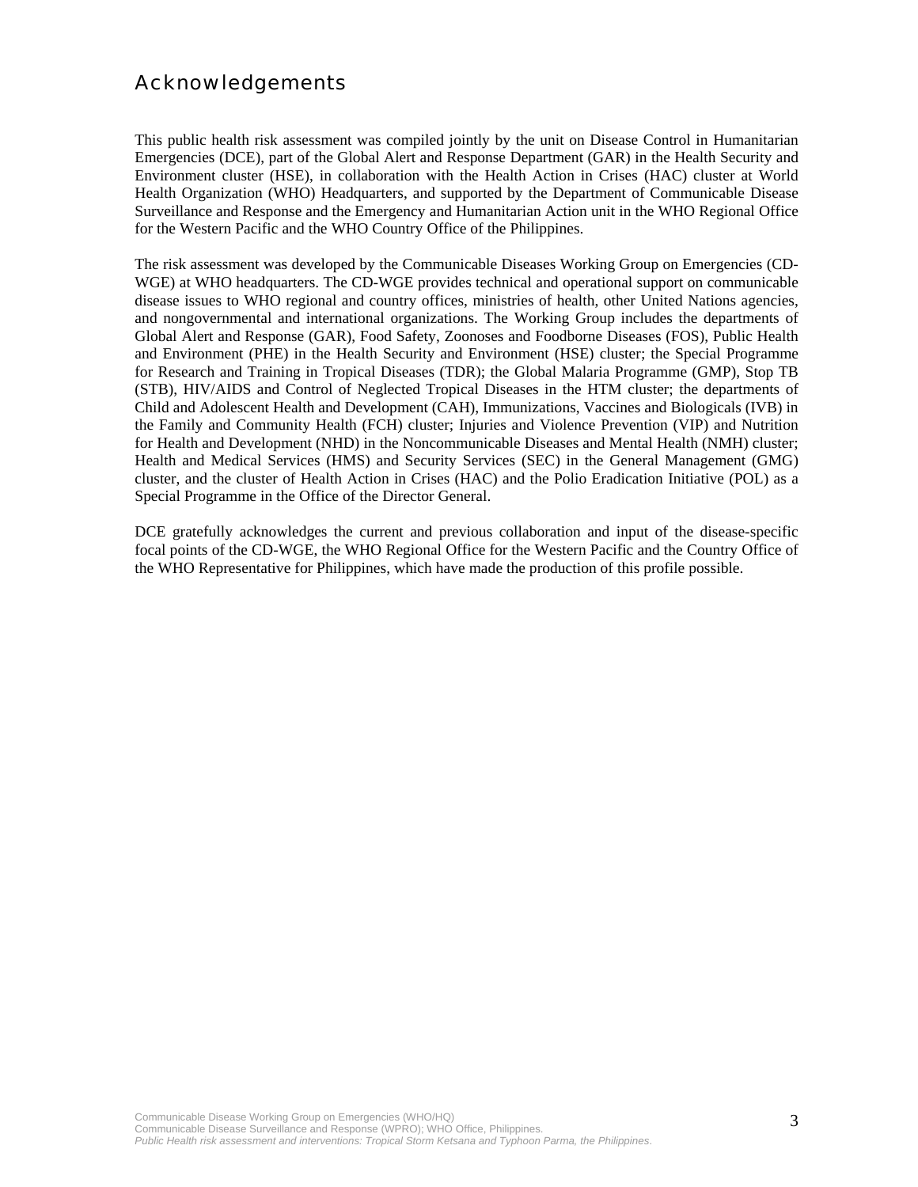# Acknowledgements

This public health risk assessment was compiled jointly by the unit on Disease Control in Humanitarian Emergencies (DCE), part of the Global Alert and Response Department (GAR) in the Health Security and Environment cluster (HSE), in collaboration with the Health Action in Crises (HAC) cluster at World Health Organization (WHO) Headquarters, and supported by the Department of Communicable Disease Surveillance and Response and the Emergency and Humanitarian Action unit in the WHO Regional Office for the Western Pacific and the WHO Country Office of the Philippines.

The risk assessment was developed by the Communicable Diseases Working Group on Emergencies (CD-WGE) at WHO headquarters. The CD-WGE provides technical and operational support on communicable disease issues to WHO regional and country offices, ministries of health, other United Nations agencies, and nongovernmental and international organizations. The Working Group includes the departments of Global Alert and Response (GAR), Food Safety, Zoonoses and Foodborne Diseases (FOS), Public Health and Environment (PHE) in the Health Security and Environment (HSE) cluster; the Special Programme for Research and Training in Tropical Diseases (TDR); the Global Malaria Programme (GMP), Stop TB (STB), HIV/AIDS and Control of Neglected Tropical Diseases in the HTM cluster; the departments of Child and Adolescent Health and Development (CAH), Immunizations, Vaccines and Biologicals (IVB) in the Family and Community Health (FCH) cluster; Injuries and Violence Prevention (VIP) and Nutrition for Health and Development (NHD) in the Noncommunicable Diseases and Mental Health (NMH) cluster; Health and Medical Services (HMS) and Security Services (SEC) in the General Management (GMG) cluster, and the cluster of Health Action in Crises (HAC) and the Polio Eradication Initiative (POL) as a Special Programme in the Office of the Director General.

DCE gratefully acknowledges the current and previous collaboration and input of the disease-specific focal points of the CD-WGE, the WHO Regional Office for the Western Pacific and the Country Office of the WHO Representative for Philippines, which have made the production of this profile possible.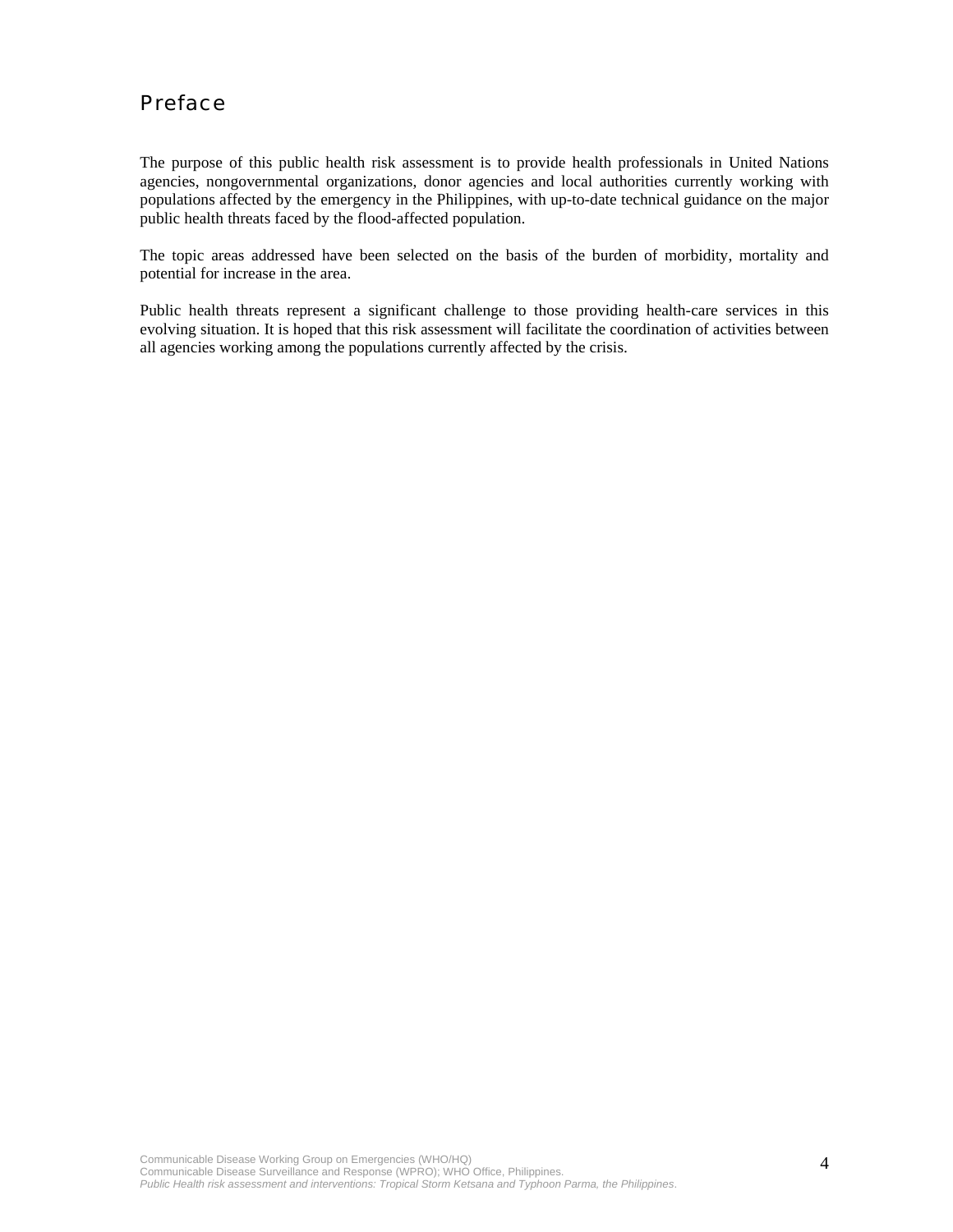## Preface

The purpose of this public health risk assessment is to provide health professionals in United Nations agencies, nongovernmental organizations, donor agencies and local authorities currently working with populations affected by the emergency in the Philippines, with up-to-date technical guidance on the major public health threats faced by the flood-affected population.

The topic areas addressed have been selected on the basis of the burden of morbidity, mortality and potential for increase in the area.

Public health threats represent a significant challenge to those providing health-care services in this evolving situation. It is hoped that this risk assessment will facilitate the coordination of activities between all agencies working among the populations currently affected by the crisis.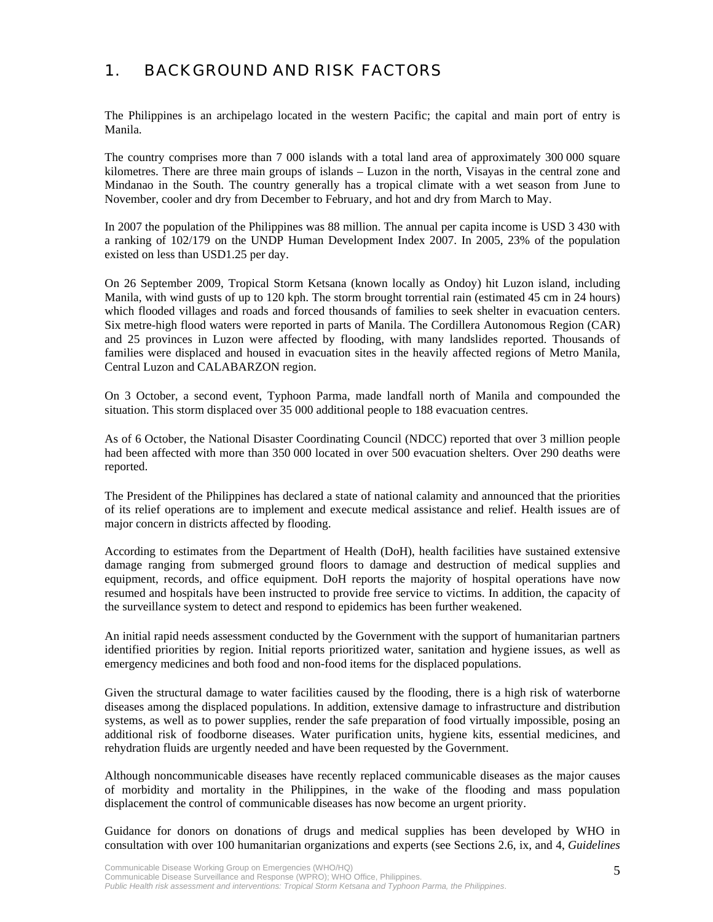# 1. BACKGROUND AND RISK FACTORS

The Philippines is an archipelago located in the western Pacific; the capital and main port of entry is Manila.

The country comprises more than 7 000 islands with a total land area of approximately 300 000 square kilometres. There are three main groups of islands – Luzon in the north, Visayas in the central zone and Mindanao in the South. The country generally has a tropical climate with a wet season from June to November, cooler and dry from December to February, and hot and dry from March to May.

In 2007 the population of the Philippines was 88 million. The annual per capita income is USD 3 430 with a ranking of 102/179 on the UNDP Human Development Index 2007. In 2005, 23% of the population existed on less than USD1.25 per day.

On 26 September 2009, Tropical Storm Ketsana (known locally as Ondoy) hit Luzon island, including Manila, with wind gusts of up to 120 kph. The storm brought torrential rain (estimated 45 cm in 24 hours) which flooded villages and roads and forced thousands of families to seek shelter in evacuation centers. Six metre-high flood waters were reported in parts of Manila. The Cordillera Autonomous Region (CAR) and 25 provinces in Luzon were affected by flooding, with many landslides reported. Thousands of families were displaced and housed in evacuation sites in the heavily affected regions of Metro Manila, Central Luzon and CALABARZON region.

On 3 October, a second event, Typhoon Parma, made landfall north of Manila and compounded the situation. This storm displaced over 35 000 additional people to 188 evacuation centres.

As of 6 October, the National Disaster Coordinating Council (NDCC) reported that over 3 million people had been affected with more than 350 000 located in over 500 evacuation shelters. Over 290 deaths were reported.

The President of the Philippines has declared a state of national calamity and announced that the priorities of its relief operations are to implement and execute medical assistance and relief. Health issues are of major concern in districts affected by flooding.

According to estimates from the Department of Health (DoH), health facilities have sustained extensive damage ranging from submerged ground floors to damage and destruction of medical supplies and equipment, records, and office equipment. DoH reports the majority of hospital operations have now resumed and hospitals have been instructed to provide free service to victims. In addition, the capacity of the surveillance system to detect and respond to epidemics has been further weakened.

An initial rapid needs assessment conducted by the Government with the support of humanitarian partners identified priorities by region. Initial reports prioritized water, sanitation and hygiene issues, as well as emergency medicines and both food and non-food items for the displaced populations.

Given the structural damage to water facilities caused by the flooding, there is a high risk of waterborne diseases among the displaced populations. In addition, extensive damage to infrastructure and distribution systems, as well as to power supplies, render the safe preparation of food virtually impossible, posing an additional risk of foodborne diseases. Water purification units, hygiene kits, essential medicines, and rehydration fluids are urgently needed and have been requested by the Government.

Although noncommunicable diseases have recently replaced communicable diseases as the major causes of morbidity and mortality in the Philippines, in the wake of the flooding and mass population displacement the control of communicable diseases has now become an urgent priority.

Guidance for donors on donations of drugs and medical supplies has been developed by WHO in consultation with over 100 humanitarian organizations and experts (see Sections 2.6, ix, and 4, *Guidelines*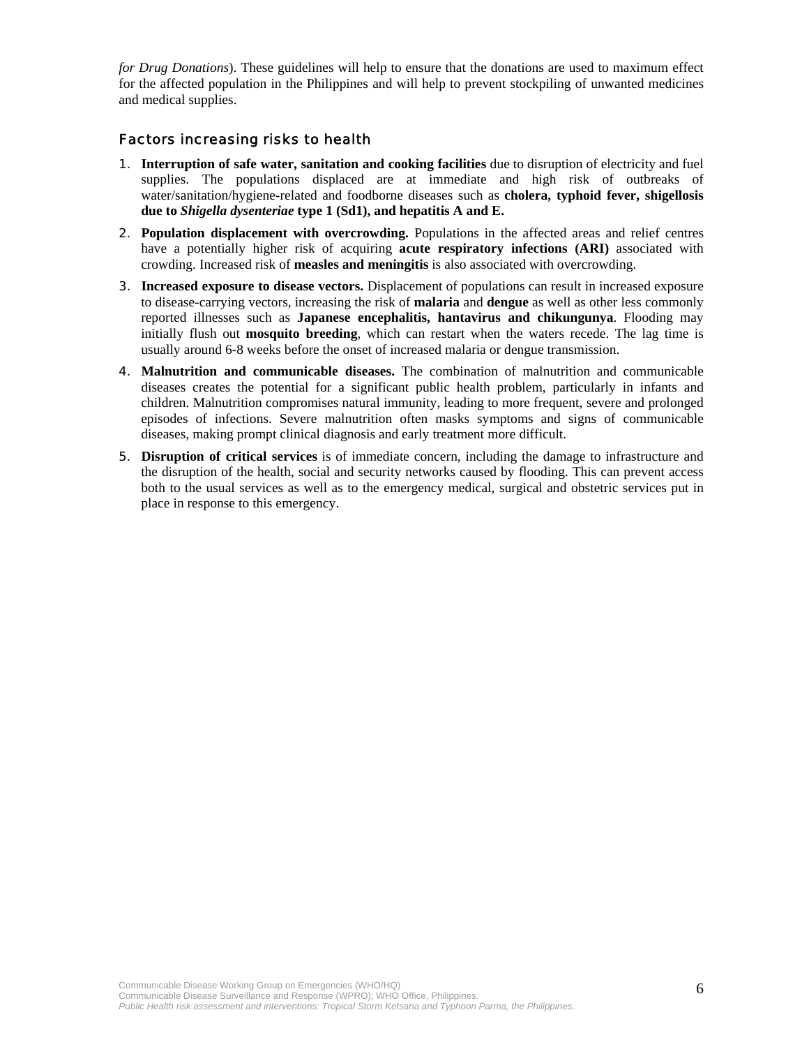*for Drug Donations*). These guidelines will help to ensure that the donations are used to maximum effect for the affected population in the Philippines and will help to prevent stockpiling of unwanted medicines and medical supplies.

## Factors increasing risks to health

1. **Interruption of safe water, sanitation and cooking facilities** due to disruption of electricity and fuel supplies. The populations displaced are at immediate and high risk of outbreaks of water/sanitation/hygiene-related and foodborne diseases such as **cholera, typhoid fever, shigellosis due to *Shigella dysenteriae* type 1 (Sd1), and hepatitis A and E.**
2. **Population displacement with overcrowding.** Populations in the affected areas and relief centres have a potentially higher risk of acquiring **acute respiratory infections (ARI)** associated with crowding. Increased risk of **measles and meningitis** is also associated with overcrowding.
3. **Increased exposure to disease vectors.** Displacement of populations can result in increased exposure to disease-carrying vectors, increasing the risk of **malaria** and **dengue** as well as other less commonly reported illnesses such as **Japanese encephalitis, hantavirus and chikungunya**. Flooding may initially flush out **mosquito breeding**, which can restart when the waters recede. The lag time is usually around 6-8 weeks before the onset of increased malaria or dengue transmission.
4. **Malnutrition and communicable diseases.** The combination of malnutrition and communicable diseases creates the potential for a significant public health problem, particularly in infants and children. Malnutrition compromises natural immunity, leading to more frequent, severe and prolonged episodes of infections. Severe malnutrition often masks symptoms and signs of communicable diseases, making prompt clinical diagnosis and early treatment more difficult.
5. **Disruption of critical services** is of immediate concern, including the damage to infrastructure and the disruption of the health, social and security networks caused by flooding. This can prevent access both to the usual services as well as to the emergency medical, surgical and obstetric services put in place in response to this emergency.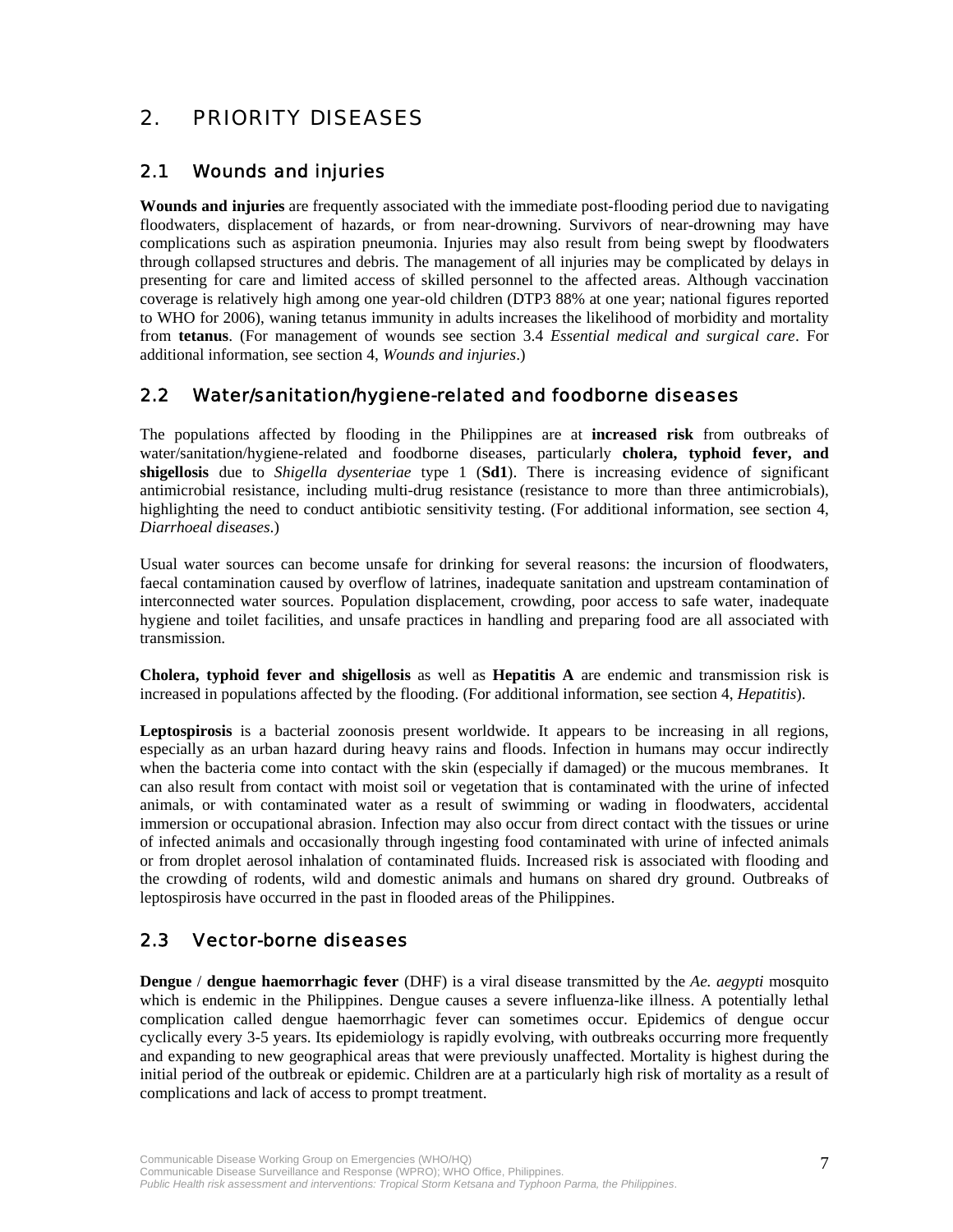# 2. PRIORITY DISEASES

## 2.1 Wounds and injuries

**Wounds and injuries** are frequently associated with the immediate post-flooding period due to navigating floodwaters, displacement of hazards, or from near-drowning. Survivors of near-drowning may have complications such as aspiration pneumonia. Injuries may also result from being swept by floodwaters through collapsed structures and debris. The management of all injuries may be complicated by delays in presenting for care and limited access of skilled personnel to the affected areas. Although vaccination coverage is relatively high among one year-old children (DTP3 88% at one year; national figures reported to WHO for 2006), waning tetanus immunity in adults increases the likelihood of morbidity and mortality from **tetanus**. (For management of wounds see section 3.4 *Essential medical and surgical care*. For additional information, see section 4, *Wounds and injuries*.)

## 2.2 Water/sanitation/hygiene-related and foodborne diseases

The populations affected by flooding in the Philippines are at **increased risk** from outbreaks of water/sanitation/hygiene-related and foodborne diseases, particularly **cholera, typhoid fever, and shigellosis** due to *Shigella dysenteriae* type 1 (**Sd1**). There is increasing evidence of significant antimicrobial resistance, including multi-drug resistance (resistance to more than three antimicrobials), highlighting the need to conduct antibiotic sensitivity testing. (For additional information, see section 4, *Diarrhoeal diseases*.)

Usual water sources can become unsafe for drinking for several reasons: the incursion of floodwaters, faecal contamination caused by overflow of latrines, inadequate sanitation and upstream contamination of interconnected water sources. Population displacement, crowding, poor access to safe water, inadequate hygiene and toilet facilities, and unsafe practices in handling and preparing food are all associated with transmission.

**Cholera, typhoid fever and shigellosis** as well as **Hepatitis A** are endemic and transmission risk is increased in populations affected by the flooding. (For additional information, see section 4, *Hepatitis*).

**Leptospirosis** is a bacterial zoonosis present worldwide. It appears to be increasing in all regions, especially as an urban hazard during heavy rains and floods. Infection in humans may occur indirectly when the bacteria come into contact with the skin (especially if damaged) or the mucous membranes. It can also result from contact with moist soil or vegetation that is contaminated with the urine of infected animals, or with contaminated water as a result of swimming or wading in floodwaters, accidental immersion or occupational abrasion. Infection may also occur from direct contact with the tissues or urine of infected animals and occasionally through ingesting food contaminated with urine of infected animals or from droplet aerosol inhalation of contaminated fluids. Increased risk is associated with flooding and the crowding of rodents, wild and domestic animals and humans on shared dry ground. Outbreaks of leptospirosis have occurred in the past in flooded areas of the Philippines.

## 2.3 Vector-borne diseases

**Dengue** / **dengue haemorrhagic fever** (DHF) is a viral disease transmitted by the *Ae. aegypti* mosquito which is endemic in the Philippines. Dengue causes a severe influenza-like illness. A potentially lethal complication called dengue haemorrhagic fever can sometimes occur. Epidemics of dengue occur cyclically every 3-5 years. Its epidemiology is rapidly evolving, with outbreaks occurring more frequently and expanding to new geographical areas that were previously unaffected. Mortality is highest during the initial period of the outbreak or epidemic. Children are at a particularly high risk of mortality as a result of complications and lack of access to prompt treatment.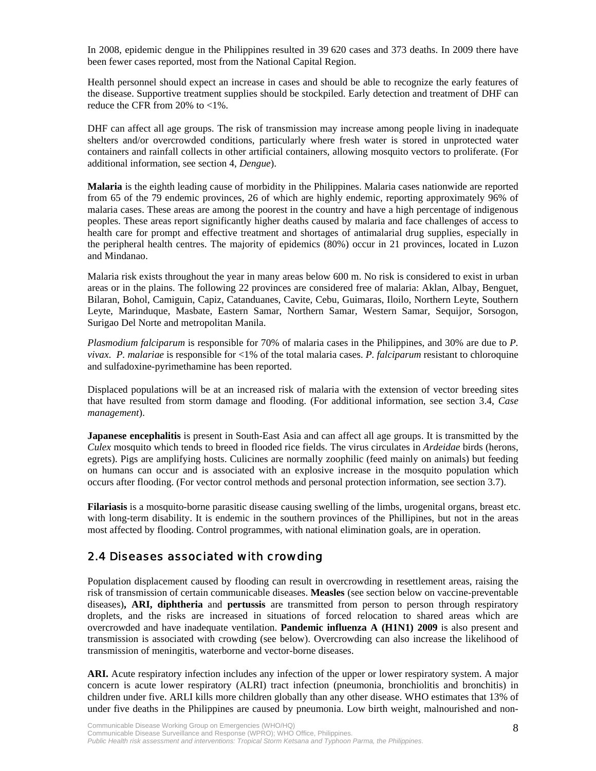In 2008, epidemic dengue in the Philippines resulted in 39 620 cases and 373 deaths. In 2009 there have been fewer cases reported, most from the National Capital Region.

Health personnel should expect an increase in cases and should be able to recognize the early features of the disease. Supportive treatment supplies should be stockpiled. Early detection and treatment of DHF can reduce the CFR from 20% to <1%.

DHF can affect all age groups. The risk of transmission may increase among people living in inadequate shelters and/or overcrowded conditions, particularly where fresh water is stored in unprotected water containers and rainfall collects in other artificial containers, allowing mosquito vectors to proliferate. (For additional information, see section 4, *Dengue*).

**Malaria** is the eighth leading cause of morbidity in the Philippines. Malaria cases nationwide are reported from 65 of the 79 endemic provinces, 26 of which are highly endemic, reporting approximately 96% of malaria cases. These areas are among the poorest in the country and have a high percentage of indigenous peoples. These areas report significantly higher deaths caused by malaria and face challenges of access to health care for prompt and effective treatment and shortages of antimalarial drug supplies, especially in the peripheral health centres. The majority of epidemics (80%) occur in 21 provinces, located in Luzon and Mindanao.

Malaria risk exists throughout the year in many areas below 600 m. No risk is considered to exist in urban areas or in the plains. The following 22 provinces are considered free of malaria: Aklan, Albay, Benguet, Bilaran, Bohol, Camiguin, Capiz, Catanduanes, Cavite, Cebu, Guimaras, Iloilo, Northern Leyte, Southern Leyte, Marinduque, Masbate, Eastern Samar, Northern Samar, Western Samar, Sequijor, Sorsogon, Surigao Del Norte and metropolitan Manila.

*Plasmodium falciparum* is responsible for 70% of malaria cases in the Philippines, and 30% are due to *P. vivax*. *P. malariae* is responsible for <1% of the total malaria cases. *P. falciparum* resistant to chloroquine and sulfadoxine-pyrimethamine has been reported.

Displaced populations will be at an increased risk of malaria with the extension of vector breeding sites that have resulted from storm damage and flooding. (For additional information, see section 3.4, *Case management*).

**Japanese encephalitis** is present in South-East Asia and can affect all age groups. It is transmitted by the *Culex* mosquito which tends to breed in flooded rice fields. The virus circulates in *Ardeidae* birds (herons, egrets). Pigs are amplifying hosts. Culicines are normally zoophilic (feed mainly on animals) but feeding on humans can occur and is associated with an explosive increase in the mosquito population which occurs after flooding. (For vector control methods and personal protection information, see section 3.7).

**Filariasis** is a mosquito-borne parasitic disease causing swelling of the limbs, urogenital organs, breast etc. with long-term disability. It is endemic in the southern provinces of the Phillipines, but not in the areas most affected by flooding. Control programmes, with national elimination goals, are in operation.

## 2.4 Diseases associated with crowding

Population displacement caused by flooding can result in overcrowding in resettlement areas, raising the risk of transmission of certain communicable diseases. **Measles** (see section below on vaccine-preventable diseases)**, ARI, diphtheria** and **pertussis** are transmitted from person to person through respiratory droplets, and the risks are increased in situations of forced relocation to shared areas which are overcrowded and have inadequate ventilation. **Pandemic influenza A (H1N1) 2009** is also present and transmission is associated with crowding (see below). Overcrowding can also increase the likelihood of transmission of meningitis, waterborne and vector-borne diseases.

**ARI.** Acute respiratory infection includes any infection of the upper or lower respiratory system. A major concern is acute lower respiratory (ALRI) tract infection (pneumonia, bronchiolitis and bronchitis) in children under five. ARLI kills more children globally than any other disease. WHO estimates that 13% of under five deaths in the Philippines are caused by pneumonia. Low birth weight, malnourished and non-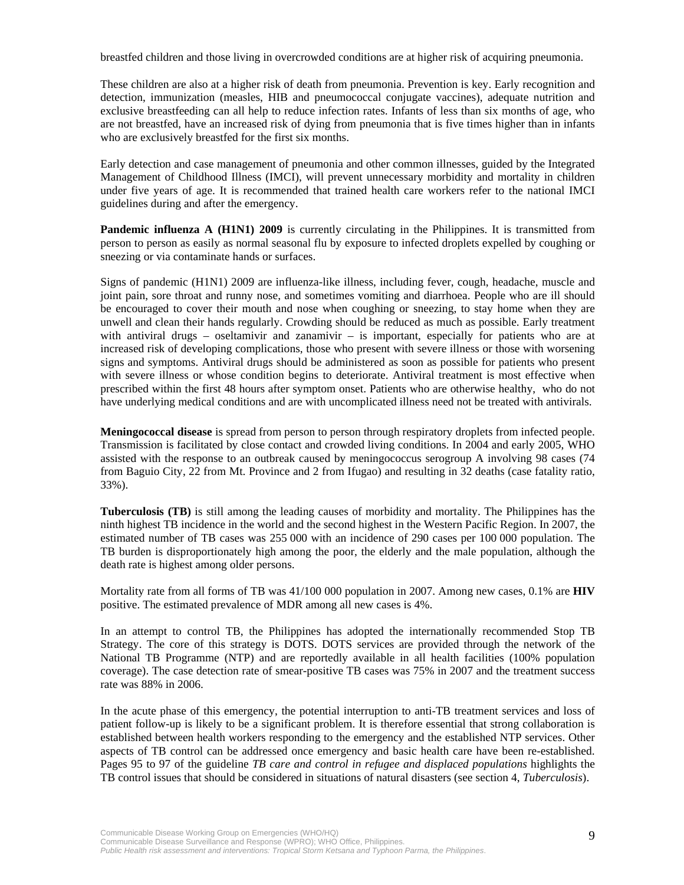breastfed children and those living in overcrowded conditions are at higher risk of acquiring pneumonia.

These children are also at a higher risk of death from pneumonia. Prevention is key. Early recognition and detection, immunization (measles, HIB and pneumococcal conjugate vaccines), adequate nutrition and exclusive breastfeeding can all help to reduce infection rates. Infants of less than six months of age, who are not breastfed, have an increased risk of dying from pneumonia that is five times higher than in infants who are exclusively breastfed for the first six months.

Early detection and case management of pneumonia and other common illnesses, guided by the Integrated Management of Childhood Illness (IMCI), will prevent unnecessary morbidity and mortality in children under five years of age. It is recommended that trained health care workers refer to the national IMCI guidelines during and after the emergency.

**Pandemic influenza A (H1N1) 2009** is currently circulating in the Philippines. It is transmitted from person to person as easily as normal seasonal flu by exposure to infected droplets expelled by coughing or sneezing or via contaminate hands or surfaces.

Signs of pandemic (H1N1) 2009 are influenza-like illness, including fever, cough, headache, muscle and joint pain, sore throat and runny nose, and sometimes vomiting and diarrhoea. People who are ill should be encouraged to cover their mouth and nose when coughing or sneezing, to stay home when they are unwell and clean their hands regularly. Crowding should be reduced as much as possible. Early treatment with antiviral drugs – oseltamivir and zanamivir – is important, especially for patients who are at increased risk of developing complications, those who present with severe illness or those with worsening signs and symptoms. Antiviral drugs should be administered as soon as possible for patients who present with severe illness or whose condition begins to deteriorate. Antiviral treatment is most effective when prescribed within the first 48 hours after symptom onset. Patients who are otherwise healthy, who do not have underlying medical conditions and are with uncomplicated illness need not be treated with antivirals.

**Meningococcal disease** is spread from person to person through respiratory droplets from infected people. Transmission is facilitated by close contact and crowded living conditions. In 2004 and early 2005, WHO assisted with the response to an outbreak caused by meningococcus serogroup A involving 98 cases (74 from Baguio City, 22 from Mt. Province and 2 from Ifugao) and resulting in 32 deaths (case fatality ratio, 33%).

**Tuberculosis (TB)** is still among the leading causes of morbidity and mortality. The Philippines has the ninth highest TB incidence in the world and the second highest in the Western Pacific Region. In 2007, the estimated number of TB cases was 255 000 with an incidence of 290 cases per 100 000 population. The TB burden is disproportionately high among the poor, the elderly and the male population, although the death rate is highest among older persons.

Mortality rate from all forms of TB was 41/100 000 population in 2007. Among new cases, 0.1% are **HIV** positive. The estimated prevalence of MDR among all new cases is 4%.

In an attempt to control TB, the Philippines has adopted the internationally recommended Stop TB Strategy. The core of this strategy is DOTS. DOTS services are provided through the network of the National TB Programme (NTP) and are reportedly available in all health facilities (100% population coverage). The case detection rate of smear-positive TB cases was 75% in 2007 and the treatment success rate was 88% in 2006.

In the acute phase of this emergency, the potential interruption to anti-TB treatment services and loss of patient follow-up is likely to be a significant problem. It is therefore essential that strong collaboration is established between health workers responding to the emergency and the established NTP services. Other aspects of TB control can be addressed once emergency and basic health care have been re-established. Pages 95 to 97 of the guideline *TB care and control in refugee and displaced populations* highlights the TB control issues that should be considered in situations of natural disasters (see section 4, *Tuberculosis*).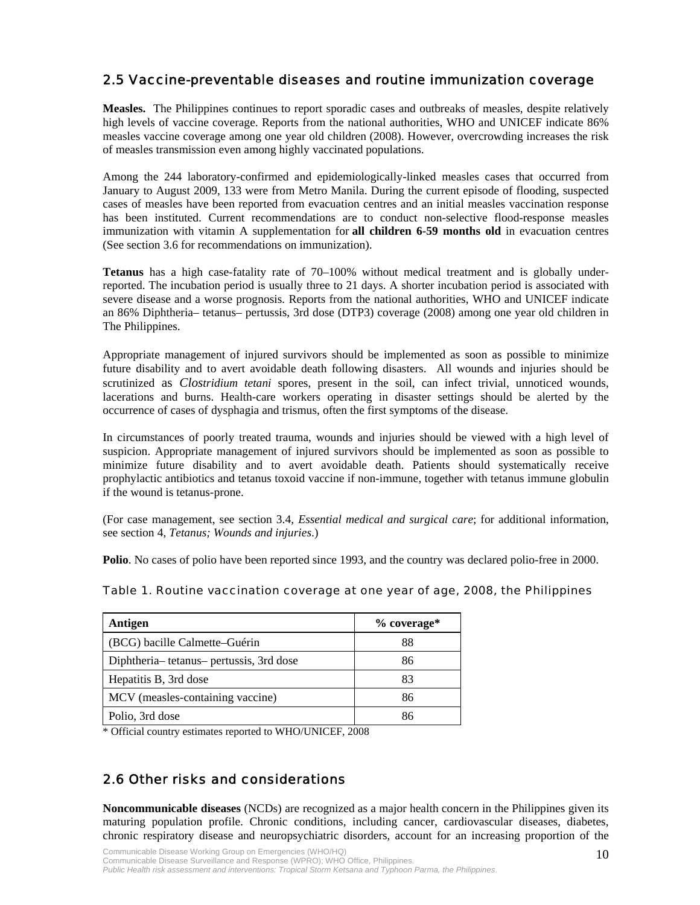## 2.5 Vaccine-preventable diseases and routine immunization coverage

**Measles.** The Philippines continues to report sporadic cases and outbreaks of measles, despite relatively high levels of vaccine coverage. Reports from the national authorities, WHO and UNICEF indicate 86% measles vaccine coverage among one year old children (2008). However, overcrowding increases the risk of measles transmission even among highly vaccinated populations.

Among the 244 laboratory-confirmed and epidemiologically-linked measles cases that occurred from January to August 2009, 133 were from Metro Manila. During the current episode of flooding, suspected cases of measles have been reported from evacuation centres and an initial measles vaccination response has been instituted. Current recommendations are to conduct non-selective flood-response measles immunization with vitamin A supplementation for **all children 6-59 months old** in evacuation centres (See section 3.6 for recommendations on immunization).

**Tetanus** has a high case-fatality rate of 70–100% without medical treatment and is globally under-reported. The incubation period is usually three to 21 days. A shorter incubation period is associated with severe disease and a worse prognosis. Reports from the national authorities, WHO and UNICEF indicate an 86% Diphtheria– tetanus– pertussis, 3rd dose (DTP3) coverage (2008) among one year old children in The Philippines.

Appropriate management of injured survivors should be implemented as soon as possible to minimize future disability and to avert avoidable death following disasters. All wounds and injuries should be scrutinized as *Clostridium tetani* spores, present in the soil, can infect trivial, unnoticed wounds, lacerations and burns. Health-care workers operating in disaster settings should be alerted by the occurrence of cases of dysphagia and trismus, often the first symptoms of the disease.

In circumstances of poorly treated trauma, wounds and injuries should be viewed with a high level of suspicion. Appropriate management of injured survivors should be implemented as soon as possible to minimize future disability and to avert avoidable death. Patients should systematically receive prophylactic antibiotics and tetanus toxoid vaccine if non-immune, together with tetanus immune globulin if the wound is tetanus-prone.

(For case management, see section 3.4, *Essential medical and surgical care*; for additional information, see section 4, *Tetanus; Wounds and injuries*.)

**Polio**. No cases of polio have been reported since 1993, and the country was declared polio-free in 2000.

Table 1. Routine vaccination coverage at one year of age, 2008, the Philippines

| Antigen | % coverage* |
|---|---|
| (BCG) bacille Calmette–Guérin | 88 |
| Diphtheria– tetanus– pertussis, 3rd dose | 86 |
| Hepatitis B, 3rd dose | 83 |
| MCV (measles-containing vaccine) | 86 |
| Polio, 3rd dose | 86 |

\* Official country estimates reported to WHO/UNICEF, 2008

## 2.6 Other risks and considerations

**Noncommunicable diseases** (NCDs) are recognized as a major health concern in the Philippines given its maturing population profile. Chronic conditions, including cancer, cardiovascular diseases, diabetes, chronic respiratory disease and neuropsychiatric disorders, account for an increasing proportion of the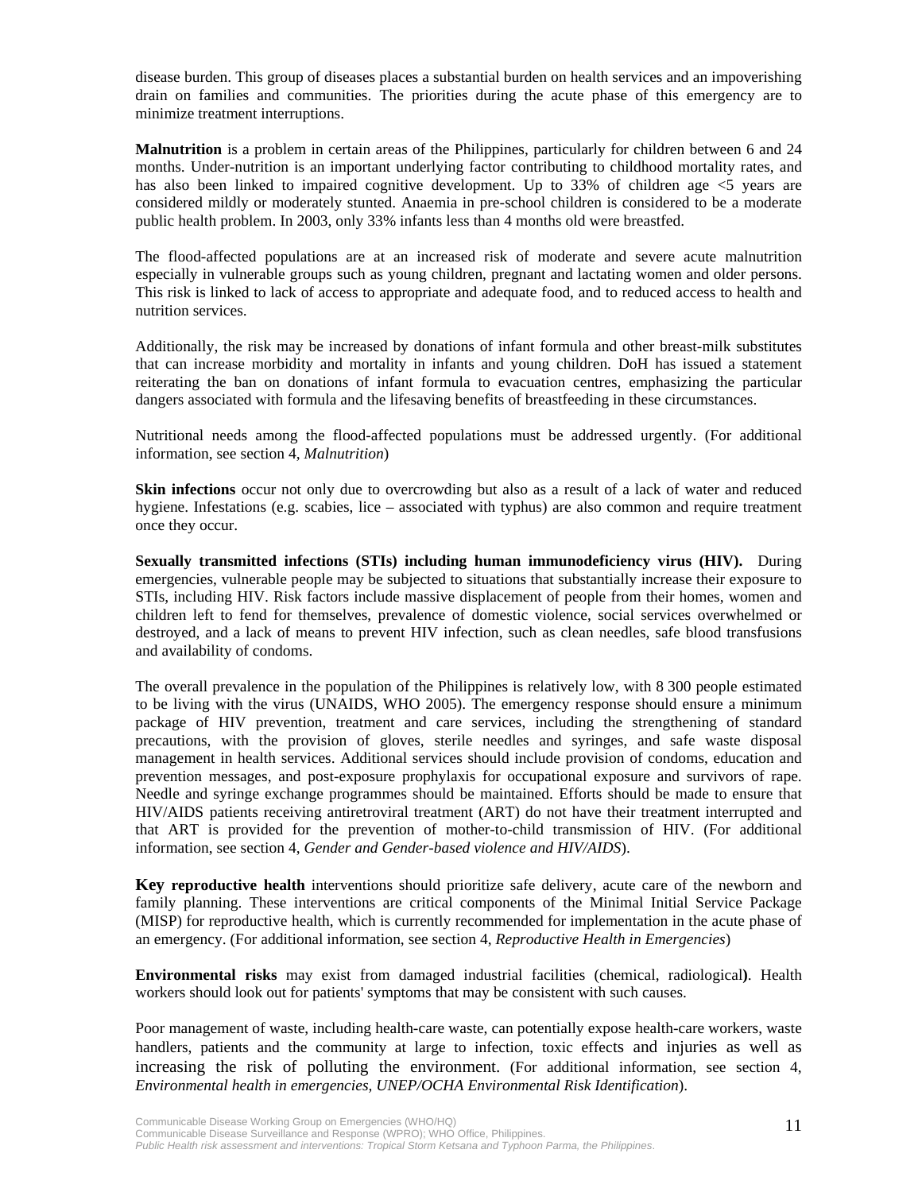disease burden. This group of diseases places a substantial burden on health services and an impoverishing drain on families and communities. The priorities during the acute phase of this emergency are to minimize treatment interruptions.

**Malnutrition** is a problem in certain areas of the Philippines, particularly for children between 6 and 24 months. Under-nutrition is an important underlying factor contributing to childhood mortality rates, and has also been linked to impaired cognitive development. Up to 33% of children age <5 years are considered mildly or moderately stunted. Anaemia in pre-school children is considered to be a moderate public health problem. In 2003, only 33% infants less than 4 months old were breastfed.

The flood-affected populations are at an increased risk of moderate and severe acute malnutrition especially in vulnerable groups such as young children, pregnant and lactating women and older persons. This risk is linked to lack of access to appropriate and adequate food, and to reduced access to health and nutrition services.

Additionally, the risk may be increased by donations of infant formula and other breast-milk substitutes that can increase morbidity and mortality in infants and young children. DoH has issued a statement reiterating the ban on donations of infant formula to evacuation centres, emphasizing the particular dangers associated with formula and the lifesaving benefits of breastfeeding in these circumstances.

Nutritional needs among the flood-affected populations must be addressed urgently. (For additional information, see section 4, *Malnutrition*)

**Skin infections** occur not only due to overcrowding but also as a result of a lack of water and reduced hygiene. Infestations (e.g. scabies, lice – associated with typhus) are also common and require treatment once they occur.

**Sexually transmitted infections (STIs) including human immunodeficiency virus (HIV).** During emergencies, vulnerable people may be subjected to situations that substantially increase their exposure to STIs, including HIV. Risk factors include massive displacement of people from their homes, women and children left to fend for themselves, prevalence of domestic violence, social services overwhelmed or destroyed, and a lack of means to prevent HIV infection, such as clean needles, safe blood transfusions and availability of condoms.

The overall prevalence in the population of the Philippines is relatively low, with 8 300 people estimated to be living with the virus (UNAIDS, WHO 2005). The emergency response should ensure a minimum package of HIV prevention, treatment and care services, including the strengthening of standard precautions, with the provision of gloves, sterile needles and syringes, and safe waste disposal management in health services. Additional services should include provision of condoms, education and prevention messages, and post-exposure prophylaxis for occupational exposure and survivors of rape. Needle and syringe exchange programmes should be maintained. Efforts should be made to ensure that HIV/AIDS patients receiving antiretroviral treatment (ART) do not have their treatment interrupted and that ART is provided for the prevention of mother-to-child transmission of HIV. (For additional information, see section 4, *Gender and Gender-based violence and HIV/AIDS*).

**Key reproductive health** interventions should prioritize safe delivery, acute care of the newborn and family planning. These interventions are critical components of the Minimal Initial Service Package (MISP) for reproductive health, which is currently recommended for implementation in the acute phase of an emergency. (For additional information, see section 4, *Reproductive Health in Emergencies*)

**Environmental risks** may exist from damaged industrial facilities (chemical, radiological**)**. Health workers should look out for patients' symptoms that may be consistent with such causes.

Poor management of waste, including health-care waste, can potentially expose health-care workers, waste handlers, patients and the community at large to infection, toxic effects and injuries as well as increasing the risk of polluting the environment. (For additional information, see section 4, *Environmental health in emergencies, UNEP/OCHA Environmental Risk Identification*).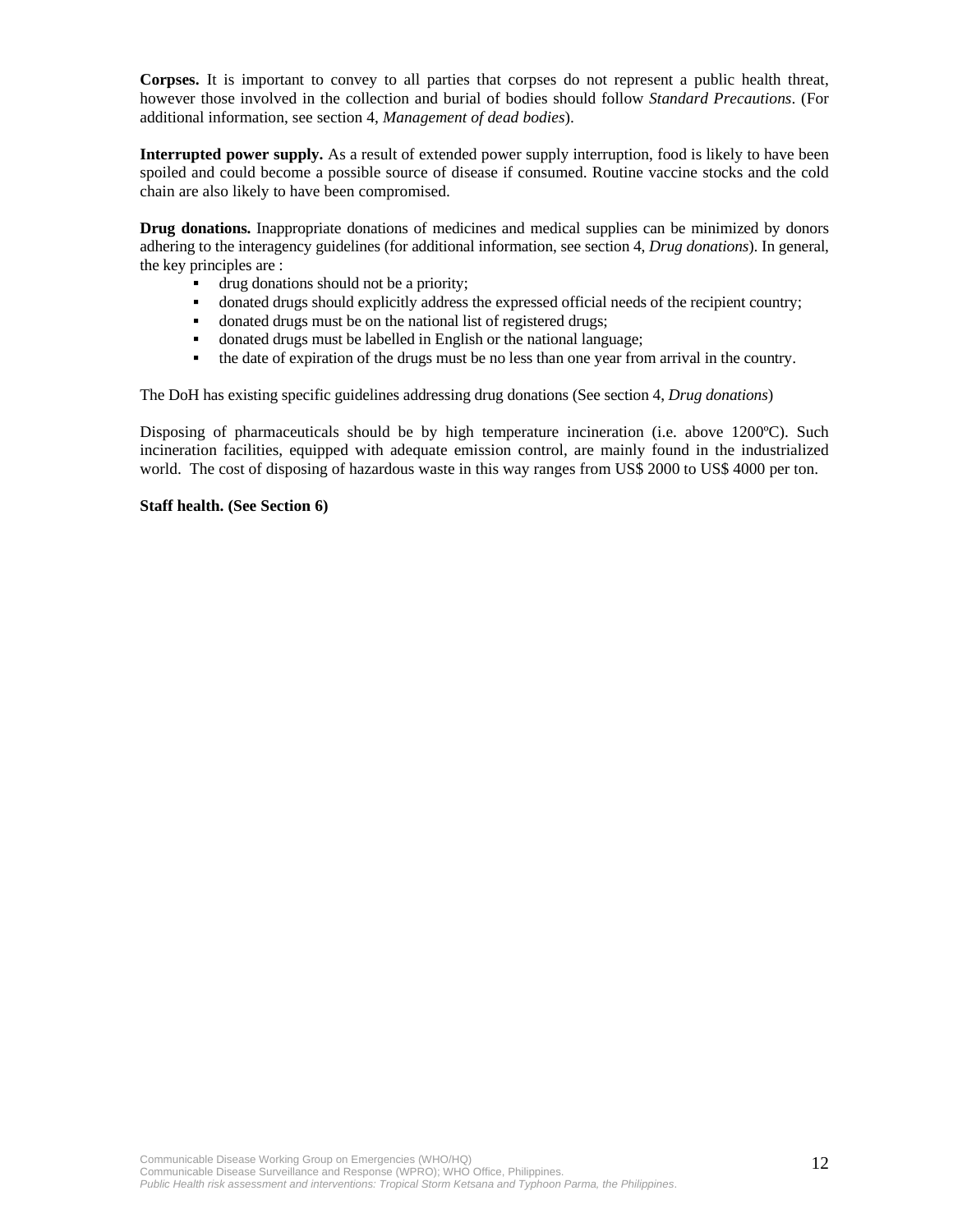**Corpses.** It is important to convey to all parties that corpses do not represent a public health threat, however those involved in the collection and burial of bodies should follow *Standard Precautions*. (For additional information, see section 4, *Management of dead bodies*).

**Interrupted power supply.** As a result of extended power supply interruption, food is likely to have been spoiled and could become a possible source of disease if consumed. Routine vaccine stocks and the cold chain are also likely to have been compromised.

**Drug donations.** Inappropriate donations of medicines and medical supplies can be minimized by donors adhering to the interagency guidelines (for additional information, see section 4, *Drug donations*). In general, the key principles are :

- drug donations should not be a priority;
- donated drugs should explicitly address the expressed official needs of the recipient country;
- donated drugs must be on the national list of registered drugs;
- donated drugs must be labelled in English or the national language;
- the date of expiration of the drugs must be no less than one year from arrival in the country.

The DoH has existing specific guidelines addressing drug donations (See section 4, *Drug donations*)

Disposing of pharmaceuticals should be by high temperature incineration (i.e. above 1200ºC). Such incineration facilities, equipped with adequate emission control, are mainly found in the industrialized world. The cost of disposing of hazardous waste in this way ranges from US$ 2000 to US$ 4000 per ton.

**Staff health. (See Section 6)**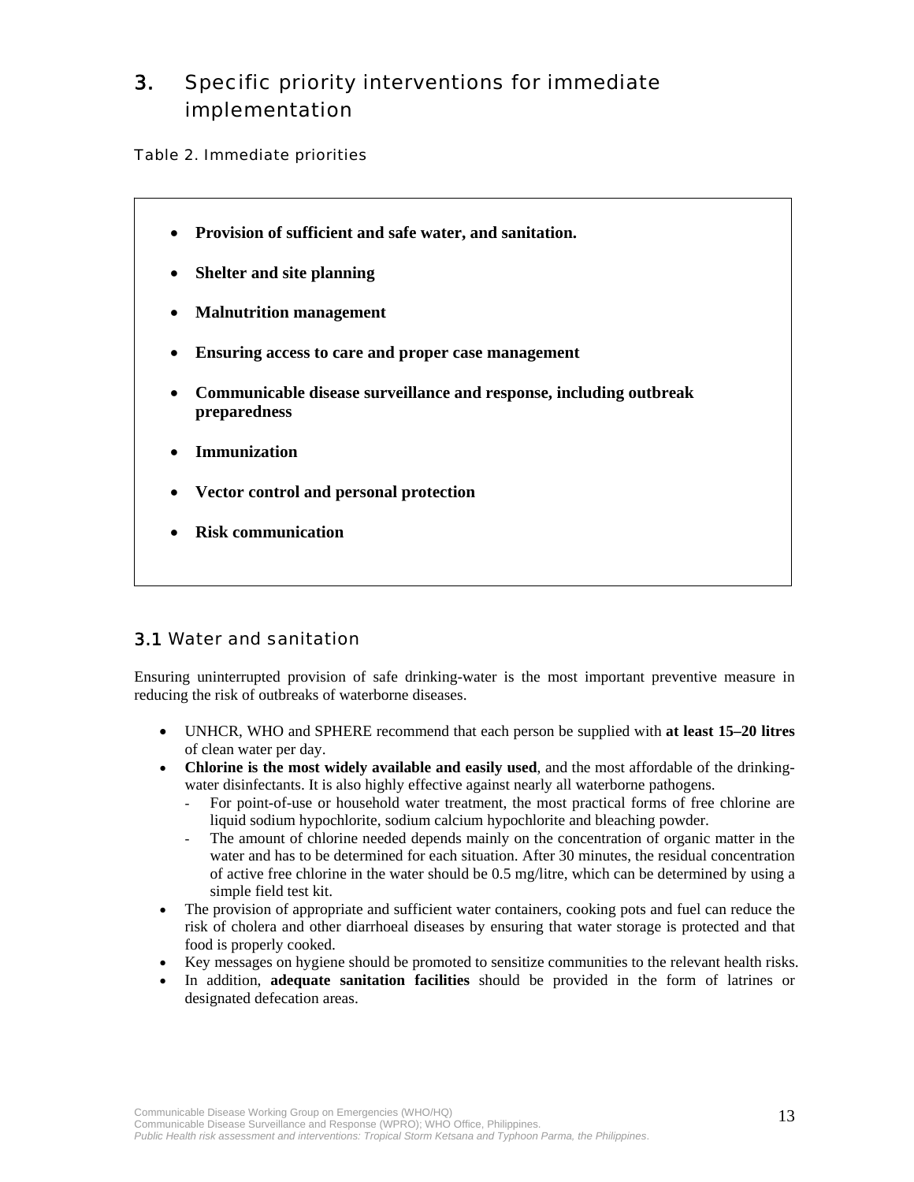# 3. Specific priority interventions for immediate implementation

Table 2. Immediate priorities

- **Provision of sufficient and safe water, and sanitation.**
- **Shelter and site planning**
- **Malnutrition management**
- **Ensuring access to care and proper case management**
- **Communicable disease surveillance and response, including outbreak preparedness**
- **Immunization**
- **Vector control and personal protection**
- **Risk communication**

## 3.1 Water and sanitation

Ensuring uninterrupted provision of safe drinking-water is the most important preventive measure in reducing the risk of outbreaks of waterborne diseases.

- UNHCR, WHO and SPHERE recommend that each person be supplied with **at least 15–20 litres** of clean water per day.
- **Chlorine is the most widely available and easily used**, and the most affordable of the drinking-water disinfectants. It is also highly effective against nearly all waterborne pathogens.
  - For point-of-use or household water treatment, the most practical forms of free chlorine are liquid sodium hypochlorite, sodium calcium hypochlorite and bleaching powder.
  - The amount of chlorine needed depends mainly on the concentration of organic matter in the water and has to be determined for each situation. After 30 minutes, the residual concentration of active free chlorine in the water should be 0.5 mg/litre, which can be determined by using a simple field test kit.
- The provision of appropriate and sufficient water containers, cooking pots and fuel can reduce the risk of cholera and other diarrhoeal diseases by ensuring that water storage is protected and that food is properly cooked.
- Key messages on hygiene should be promoted to sensitize communities to the relevant health risks.
- In addition, **adequate sanitation facilities** should be provided in the form of latrines or designated defecation areas.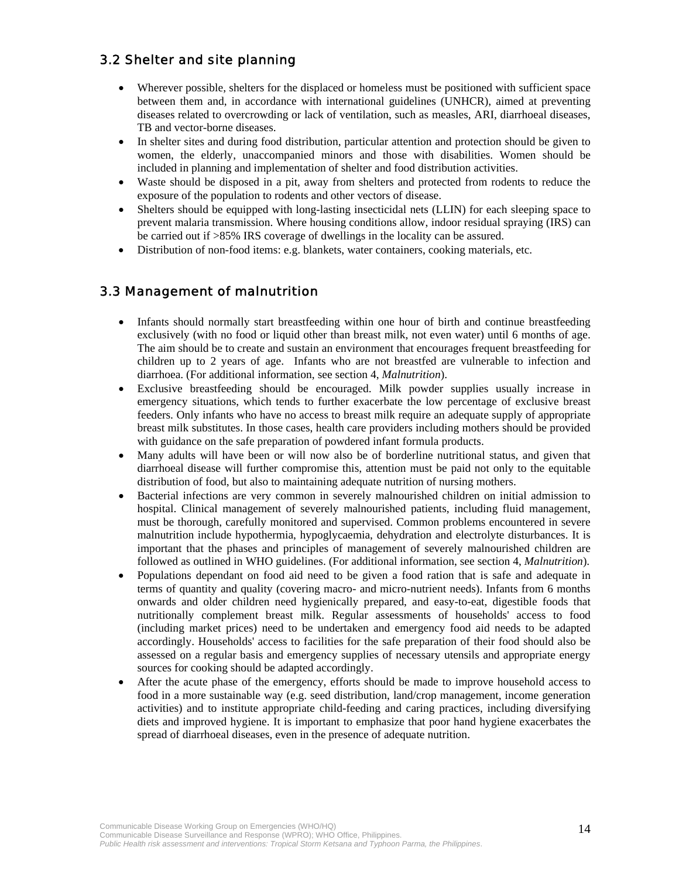## 3.2 Shelter and site planning

- Wherever possible, shelters for the displaced or homeless must be positioned with sufficient space between them and, in accordance with international guidelines (UNHCR), aimed at preventing diseases related to overcrowding or lack of ventilation, such as measles, ARI, diarrhoeal diseases, TB and vector-borne diseases.
- In shelter sites and during food distribution, particular attention and protection should be given to women, the elderly, unaccompanied minors and those with disabilities. Women should be included in planning and implementation of shelter and food distribution activities.
- Waste should be disposed in a pit, away from shelters and protected from rodents to reduce the exposure of the population to rodents and other vectors of disease.
- Shelters should be equipped with long-lasting insecticidal nets (LLIN) for each sleeping space to prevent malaria transmission. Where housing conditions allow, indoor residual spraying (IRS) can be carried out if >85% IRS coverage of dwellings in the locality can be assured.
- Distribution of non-food items: e.g. blankets, water containers, cooking materials, etc.

## 3.3 Management of malnutrition

- Infants should normally start breastfeeding within one hour of birth and continue breastfeeding exclusively (with no food or liquid other than breast milk, not even water) until 6 months of age. The aim should be to create and sustain an environment that encourages frequent breastfeeding for children up to 2 years of age. Infants who are not breastfed are vulnerable to infection and diarrhoea. (For additional information, see section 4, *Malnutrition*).
- Exclusive breastfeeding should be encouraged. Milk powder supplies usually increase in emergency situations, which tends to further exacerbate the low percentage of exclusive breast feeders. Only infants who have no access to breast milk require an adequate supply of appropriate breast milk substitutes. In those cases, health care providers including mothers should be provided with guidance on the safe preparation of powdered infant formula products.
- Many adults will have been or will now also be of borderline nutritional status, and given that diarrhoeal disease will further compromise this, attention must be paid not only to the equitable distribution of food, but also to maintaining adequate nutrition of nursing mothers.
- Bacterial infections are very common in severely malnourished children on initial admission to hospital. Clinical management of severely malnourished patients, including fluid management, must be thorough, carefully monitored and supervised. Common problems encountered in severe malnutrition include hypothermia, hypoglycaemia, dehydration and electrolyte disturbances. It is important that the phases and principles of management of severely malnourished children are followed as outlined in WHO guidelines. (For additional information, see section 4, *Malnutrition*).
- Populations dependant on food aid need to be given a food ration that is safe and adequate in terms of quantity and quality (covering macro- and micro-nutrient needs). Infants from 6 months onwards and older children need hygienically prepared, and easy-to-eat, digestible foods that nutritionally complement breast milk. Regular assessments of households' access to food (including market prices) need to be undertaken and emergency food aid needs to be adapted accordingly. Households' access to facilities for the safe preparation of their food should also be assessed on a regular basis and emergency supplies of necessary utensils and appropriate energy sources for cooking should be adapted accordingly.
- After the acute phase of the emergency, efforts should be made to improve household access to food in a more sustainable way (e.g. seed distribution, land/crop management, income generation activities) and to institute appropriate child-feeding and caring practices, including diversifying diets and improved hygiene. It is important to emphasize that poor hand hygiene exacerbates the spread of diarrhoeal diseases, even in the presence of adequate nutrition.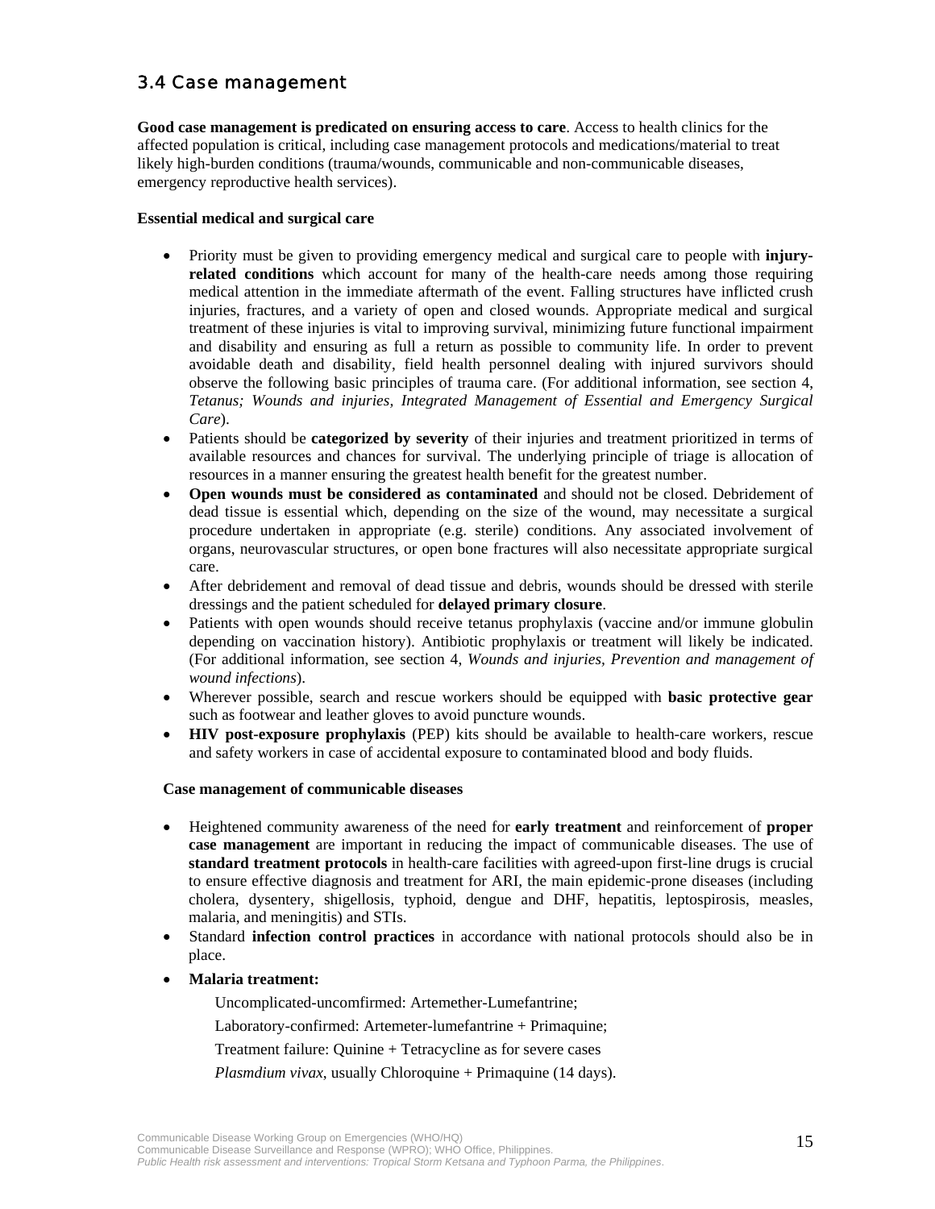## 3.4 Case management

**Good case management is predicated on ensuring access to care**. Access to health clinics for the affected population is critical, including case management protocols and medications/material to treat likely high-burden conditions (trauma/wounds, communicable and non-communicable diseases, emergency reproductive health services).

**Essential medical and surgical care**

- Priority must be given to providing emergency medical and surgical care to people with **injury-related conditions** which account for many of the health-care needs among those requiring medical attention in the immediate aftermath of the event. Falling structures have inflicted crush injuries, fractures, and a variety of open and closed wounds. Appropriate medical and surgical treatment of these injuries is vital to improving survival, minimizing future functional impairment and disability and ensuring as full a return as possible to community life. In order to prevent avoidable death and disability, field health personnel dealing with injured survivors should observe the following basic principles of trauma care. (For additional information, see section 4, *Tetanus; Wounds and injuries, Integrated Management of Essential and Emergency Surgical Care*).
- Patients should be **categorized by severity** of their injuries and treatment prioritized in terms of available resources and chances for survival. The underlying principle of triage is allocation of resources in a manner ensuring the greatest health benefit for the greatest number.
- **Open wounds must be considered as contaminated** and should not be closed. Debridement of dead tissue is essential which, depending on the size of the wound, may necessitate a surgical procedure undertaken in appropriate (e.g. sterile) conditions. Any associated involvement of organs, neurovascular structures, or open bone fractures will also necessitate appropriate surgical care.
- After debridement and removal of dead tissue and debris, wounds should be dressed with sterile dressings and the patient scheduled for **delayed primary closure**.
- Patients with open wounds should receive tetanus prophylaxis (vaccine and/or immune globulin depending on vaccination history). Antibiotic prophylaxis or treatment will likely be indicated. (For additional information, see section 4, *Wounds and injuries, Prevention and management of wound infections*).
- Wherever possible, search and rescue workers should be equipped with **basic protective gear** such as footwear and leather gloves to avoid puncture wounds.
- **HIV post-exposure prophylaxis** (PEP) kits should be available to health-care workers, rescue and safety workers in case of accidental exposure to contaminated blood and body fluids.

**Case management of communicable diseases**

- Heightened community awareness of the need for **early treatment** and reinforcement of **proper case management** are important in reducing the impact of communicable diseases. The use of **standard treatment protocols** in health-care facilities with agreed-upon first-line drugs is crucial to ensure effective diagnosis and treatment for ARI, the main epidemic-prone diseases (including cholera, dysentery, shigellosis, typhoid, dengue and DHF, hepatitis, leptospirosis, measles, malaria, and meningitis) and STIs.
- Standard **infection control practices** in accordance with national protocols should also be in place.
- **Malaria treatment:**

  Uncomplicated-uncomfirmed: Artemether-Lumefantrine;

  Laboratory-confirmed: Artemeter-lumefantrine + Primaquine;

  Treatment failure: Quinine + Tetracycline as for severe cases

  *Plasmdium vivax*, usually Chloroquine + Primaquine (14 days).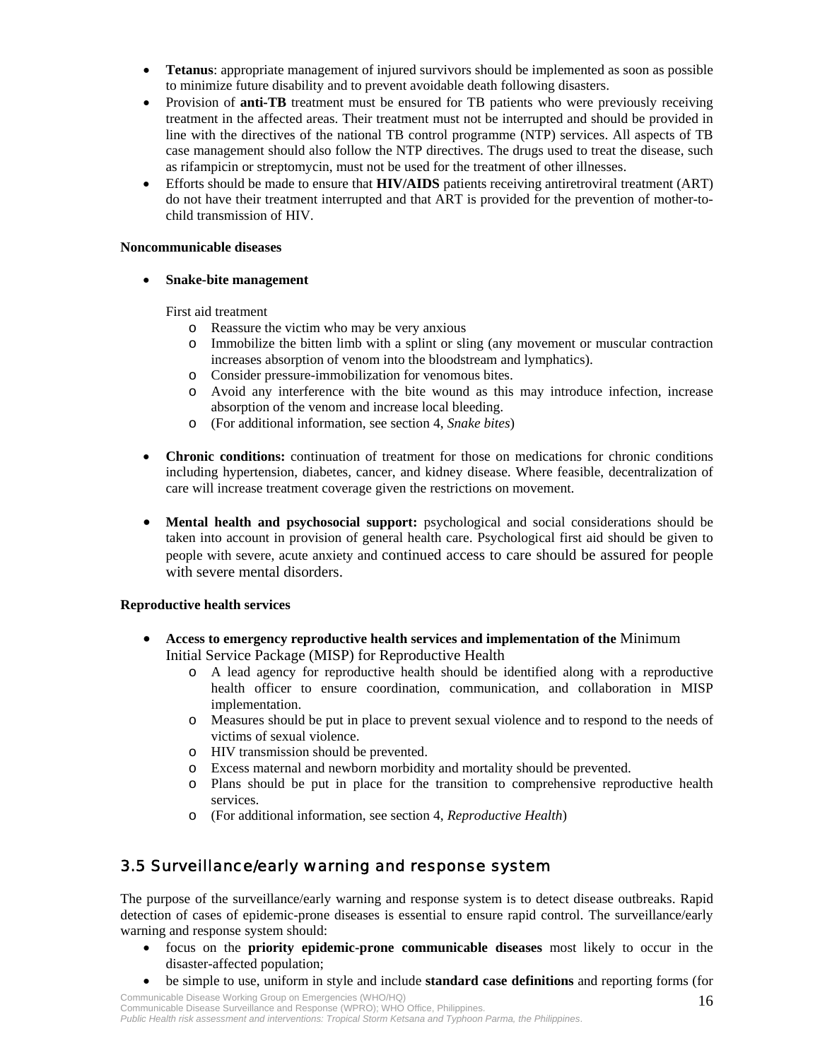- **Tetanus**: appropriate management of injured survivors should be implemented as soon as possible to minimize future disability and to prevent avoidable death following disasters.
- Provision of **anti-TB** treatment must be ensured for TB patients who were previously receiving treatment in the affected areas. Their treatment must not be interrupted and should be provided in line with the directives of the national TB control programme (NTP) services. All aspects of TB case management should also follow the NTP directives. The drugs used to treat the disease, such as rifampicin or streptomycin, must not be used for the treatment of other illnesses.
- Efforts should be made to ensure that **HIV/AIDS** patients receiving antiretroviral treatment (ART) do not have their treatment interrupted and that ART is provided for the prevention of mother-to-child transmission of HIV.

**Noncommunicable diseases**

- **Snake-bite management**

  First aid treatment
  - Reassure the victim who may be very anxious
  - Immobilize the bitten limb with a splint or sling (any movement or muscular contraction increases absorption of venom into the bloodstream and lymphatics).
  - Consider pressure-immobilization for venomous bites.
  - Avoid any interference with the bite wound as this may introduce infection, increase absorption of the venom and increase local bleeding.
  - (For additional information, see section 4, *Snake bites*)

- **Chronic conditions:** continuation of treatment for those on medications for chronic conditions including hypertension, diabetes, cancer, and kidney disease. Where feasible, decentralization of care will increase treatment coverage given the restrictions on movement.

- **Mental health and psychosocial support:** psychological and social considerations should be taken into account in provision of general health care. Psychological first aid should be given to people with severe, acute anxiety and continued access to care should be assured for people with severe mental disorders.

**Reproductive health services**

- **Access to emergency reproductive health services and implementation of the** Minimum Initial Service Package (MISP) for Reproductive Health
  - A lead agency for reproductive health should be identified along with a reproductive health officer to ensure coordination, communication, and collaboration in MISP implementation.
  - Measures should be put in place to prevent sexual violence and to respond to the needs of victims of sexual violence.
  - HIV transmission should be prevented.
  - Excess maternal and newborn morbidity and mortality should be prevented.
  - Plans should be put in place for the transition to comprehensive reproductive health services.
  - (For additional information, see section 4, *Reproductive Health*)

## 3.5 Surveillance/early warning and response system

The purpose of the surveillance/early warning and response system is to detect disease outbreaks. Rapid detection of cases of epidemic-prone diseases is essential to ensure rapid control. The surveillance/early warning and response system should:

- focus on the **priority epidemic-prone communicable diseases** most likely to occur in the disaster-affected population;
- be simple to use, uniform in style and include **standard case definitions** and reporting forms (for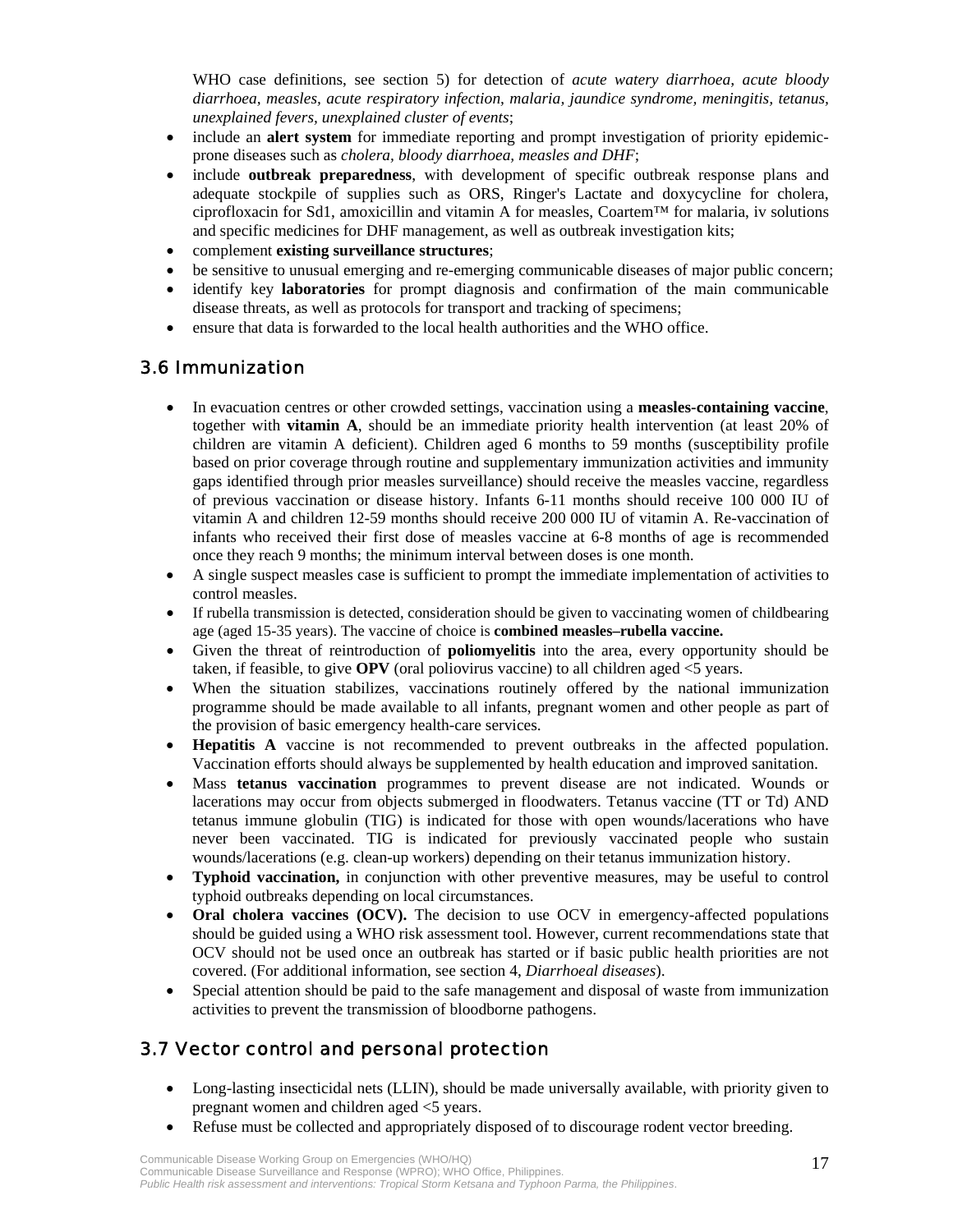WHO case definitions, see section 5) for detection of *acute watery diarrhoea, acute bloody diarrhoea, measles, acute respiratory infection, malaria, jaundice syndrome, meningitis, tetanus, unexplained fevers, unexplained cluster of events*;

- include an **alert system** for immediate reporting and prompt investigation of priority epidemic-prone diseases such as *cholera, bloody diarrhoea, measles and DHF*;
- include **outbreak preparedness**, with development of specific outbreak response plans and adequate stockpile of supplies such as ORS, Ringer's Lactate and doxycycline for cholera, ciprofloxacin for Sd1, amoxicillin and vitamin A for measles, Coartem™ for malaria, iv solutions and specific medicines for DHF management, as well as outbreak investigation kits;
- complement **existing surveillance structures**;
- be sensitive to unusual emerging and re-emerging communicable diseases of major public concern;
- identify key **laboratories** for prompt diagnosis and confirmation of the main communicable disease threats, as well as protocols for transport and tracking of specimens;
- ensure that data is forwarded to the local health authorities and the WHO office.

## 3.6 Immunization

- In evacuation centres or other crowded settings, vaccination using a **measles-containing vaccine**, together with **vitamin A**, should be an immediate priority health intervention (at least 20% of children are vitamin A deficient). Children aged 6 months to 59 months (susceptibility profile based on prior coverage through routine and supplementary immunization activities and immunity gaps identified through prior measles surveillance) should receive the measles vaccine, regardless of previous vaccination or disease history. Infants 6-11 months should receive 100 000 IU of vitamin A and children 12-59 months should receive 200 000 IU of vitamin A. Re-vaccination of infants who received their first dose of measles vaccine at 6-8 months of age is recommended once they reach 9 months; the minimum interval between doses is one month.
- A single suspect measles case is sufficient to prompt the immediate implementation of activities to control measles.
- If rubella transmission is detected, consideration should be given to vaccinating women of childbearing age (aged 15-35 years). The vaccine of choice is **combined measles–rubella vaccine.**
- Given the threat of reintroduction of **poliomyelitis** into the area, every opportunity should be taken, if feasible, to give **OPV** (oral poliovirus vaccine) to all children aged <5 years.
- When the situation stabilizes, vaccinations routinely offered by the national immunization programme should be made available to all infants, pregnant women and other people as part of the provision of basic emergency health-care services.
- **Hepatitis A** vaccine is not recommended to prevent outbreaks in the affected population. Vaccination efforts should always be supplemented by health education and improved sanitation.
- Mass **tetanus vaccination** programmes to prevent disease are not indicated. Wounds or lacerations may occur from objects submerged in floodwaters. Tetanus vaccine (TT or Td) AND tetanus immune globulin (TIG) is indicated for those with open wounds/lacerations who have never been vaccinated. TIG is indicated for previously vaccinated people who sustain wounds/lacerations (e.g. clean-up workers) depending on their tetanus immunization history.
- **Typhoid vaccination,** in conjunction with other preventive measures, may be useful to control typhoid outbreaks depending on local circumstances.
- **Oral cholera vaccines (OCV).** The decision to use OCV in emergency-affected populations should be guided using a WHO risk assessment tool. However, current recommendations state that OCV should not be used once an outbreak has started or if basic public health priorities are not covered. (For additional information, see section 4, *Diarrhoeal diseases*).
- Special attention should be paid to the safe management and disposal of waste from immunization activities to prevent the transmission of bloodborne pathogens.

## 3.7 Vector control and personal protection

- Long-lasting insecticidal nets (LLIN), should be made universally available, with priority given to pregnant women and children aged <5 years.
- Refuse must be collected and appropriately disposed of to discourage rodent vector breeding.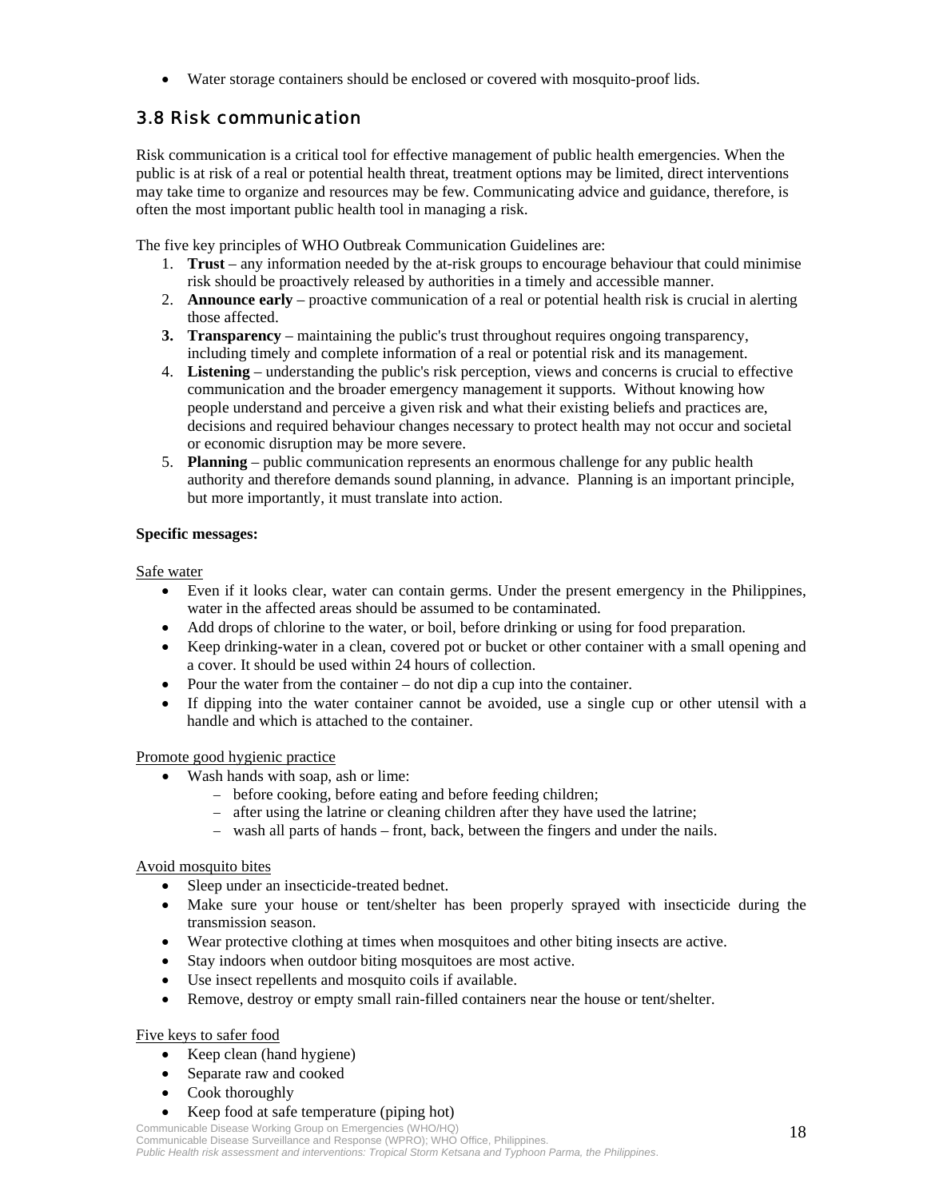- Water storage containers should be enclosed or covered with mosquito-proof lids.

## 3.8 Risk communication

Risk communication is a critical tool for effective management of public health emergencies. When the public is at risk of a real or potential health threat, treatment options may be limited, direct interventions may take time to organize and resources may be few. Communicating advice and guidance, therefore, is often the most important public health tool in managing a risk.

The five key principles of WHO Outbreak Communication Guidelines are:

1. **Trust** – any information needed by the at-risk groups to encourage behaviour that could minimise risk should be proactively released by authorities in a timely and accessible manner.
2. **Announce early** – proactive communication of a real or potential health risk is crucial in alerting those affected.
3. **Transparency** – maintaining the public's trust throughout requires ongoing transparency, including timely and complete information of a real or potential risk and its management.
4. **Listening** – understanding the public's risk perception, views and concerns is crucial to effective communication and the broader emergency management it supports. Without knowing how people understand and perceive a given risk and what their existing beliefs and practices are, decisions and required behaviour changes necessary to protect health may not occur and societal or economic disruption may be more severe.
5. **Planning** – public communication represents an enormous challenge for any public health authority and therefore demands sound planning, in advance. Planning is an important principle, but more importantly, it must translate into action.

**Specific messages:**

Safe water

- Even if it looks clear, water can contain germs. Under the present emergency in the Philippines, water in the affected areas should be assumed to be contaminated.
- Add drops of chlorine to the water, or boil, before drinking or using for food preparation.
- Keep drinking-water in a clean, covered pot or bucket or other container with a small opening and a cover. It should be used within 24 hours of collection.
- Pour the water from the container – do not dip a cup into the container.
- If dipping into the water container cannot be avoided, use a single cup or other utensil with a handle and which is attached to the container.

Promote good hygienic practice

- Wash hands with soap, ash or lime:
  - before cooking, before eating and before feeding children;
  - after using the latrine or cleaning children after they have used the latrine;
  - wash all parts of hands – front, back, between the fingers and under the nails.

Avoid mosquito bites

- Sleep under an insecticide-treated bednet.
- Make sure your house or tent/shelter has been properly sprayed with insecticide during the transmission season.
- Wear protective clothing at times when mosquitoes and other biting insects are active.
- Stay indoors when outdoor biting mosquitoes are most active.
- Use insect repellents and mosquito coils if available.
- Remove, destroy or empty small rain-filled containers near the house or tent/shelter.

Five keys to safer food

- Keep clean (hand hygiene)
- Separate raw and cooked
- Cook thoroughly
- Keep food at safe temperature (piping hot)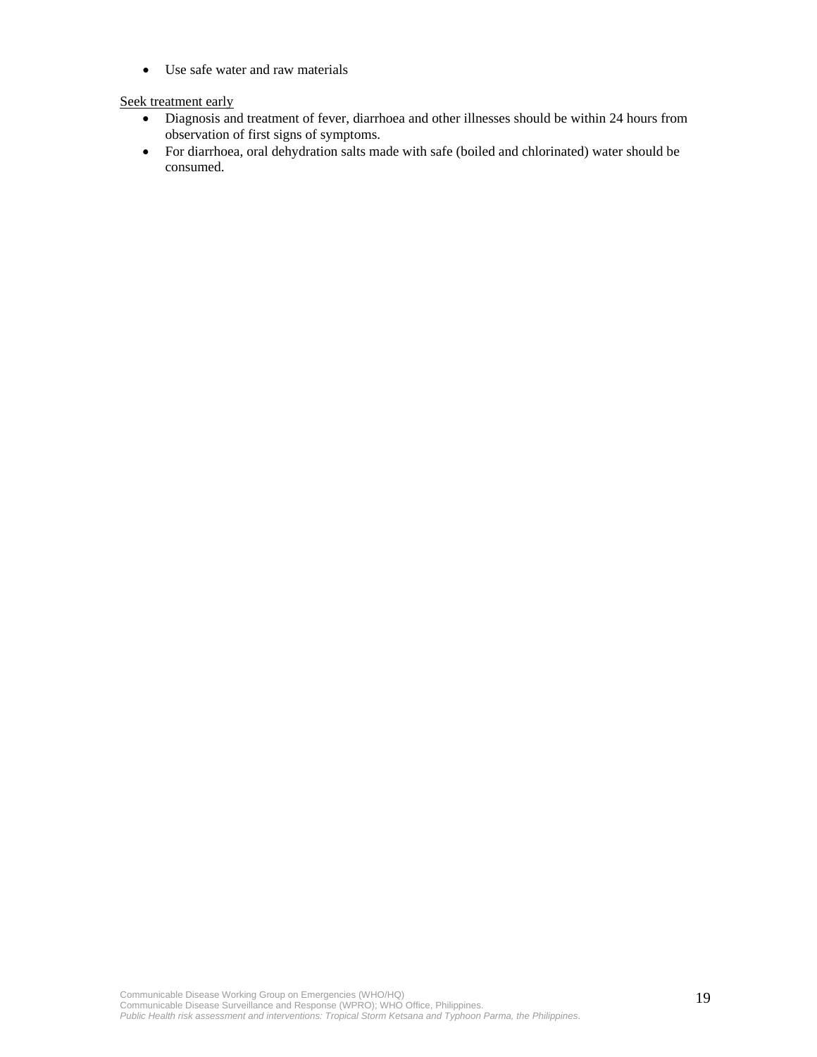- Use safe water and raw materials

Seek treatment early

- Diagnosis and treatment of fever, diarrhoea and other illnesses should be within 24 hours from observation of first signs of symptoms.
- For diarrhoea, oral dehydration salts made with safe (boiled and chlorinated) water should be consumed.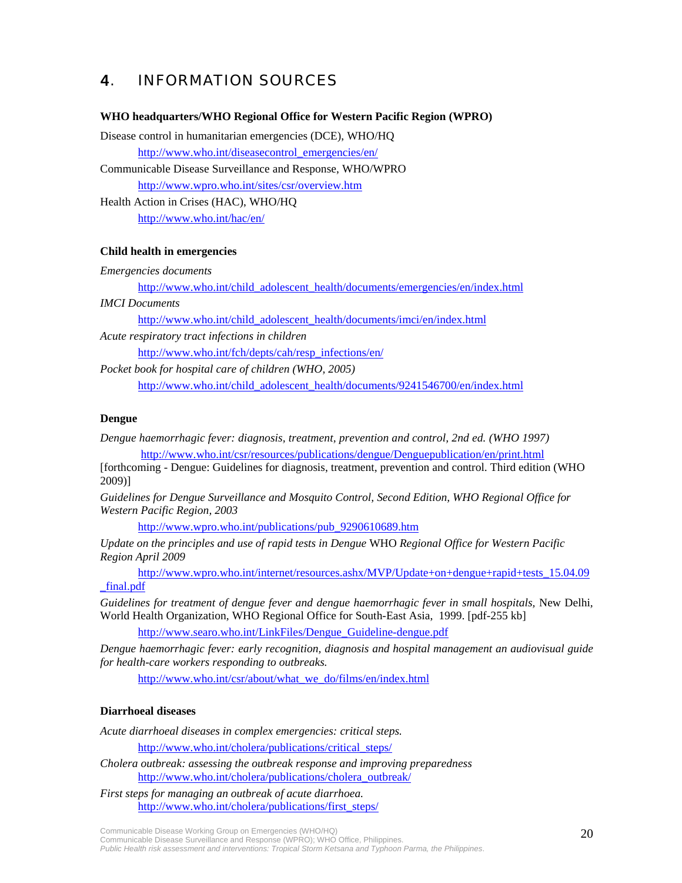# 4. INFORMATION SOURCES

**WHO headquarters/WHO Regional Office for Western Pacific Region (WPRO)**

Disease control in humanitarian emergencies (DCE), WHO/HQ

http://www.who.int/diseasecontrol_emergencies/en/

Communicable Disease Surveillance and Response, WHO/WPRO

http://www.wpro.who.int/sites/csr/overview.htm

Health Action in Crises (HAC), WHO/HQ

http://www.who.int/hac/en/

**Child health in emergencies**

*Emergencies documents*

http://www.who.int/child_adolescent_health/documents/emergencies/en/index.html

*IMCI Documents*

http://www.who.int/child_adolescent_health/documents/imci/en/index.html

*Acute respiratory tract infections in children*

http://www.who.int/fch/depts/cah/resp_infections/en/

*Pocket book for hospital care of children (WHO, 2005)*

http://www.who.int/child_adolescent_health/documents/9241546700/en/index.html

**Dengue**

*Dengue haemorrhagic fever: diagnosis, treatment, prevention and control, 2nd ed. (WHO 1997)*

http://www.who.int/csr/resources/publications/dengue/Denguepublication/en/print.html

[forthcoming - Dengue: Guidelines for diagnosis, treatment, prevention and control. Third edition (WHO 2009)]

*Guidelines for Dengue Surveillance and Mosquito Control, Second Edition, WHO Regional Office for Western Pacific Region, 2003*

http://www.wpro.who.int/publications/pub_9290610689.htm

*Update on the principles and use of rapid tests in Dengue* WHO *Regional Office for Western Pacific Region April 2009*

http://www.wpro.who.int/internet/resources.ashx/MVP/Update+on+dengue+rapid+tests_15.04.09_final.pdf

*Guidelines for treatment of dengue fever and dengue haemorrhagic fever in small hospitals,* New Delhi, World Health Organization, WHO Regional Office for South-East Asia, 1999. [pdf-255 kb]

http://www.searo.who.int/LinkFiles/Dengue_Guideline-dengue.pdf

*Dengue haemorrhagic fever: early recognition, diagnosis and hospital management an audiovisual guide for health-care workers responding to outbreaks.*

http://www.who.int/csr/about/what_we_do/films/en/index.html

**Diarrhoeal diseases**

*Acute diarrhoeal diseases in complex emergencies: critical steps.*

http://www.who.int/cholera/publications/critical_steps/

*Cholera outbreak: assessing the outbreak response and improving preparedness*

http://www.who.int/cholera/publications/cholera_outbreak/

*First steps for managing an outbreak of acute diarrhoea.*

http://www.who.int/cholera/publications/first_steps/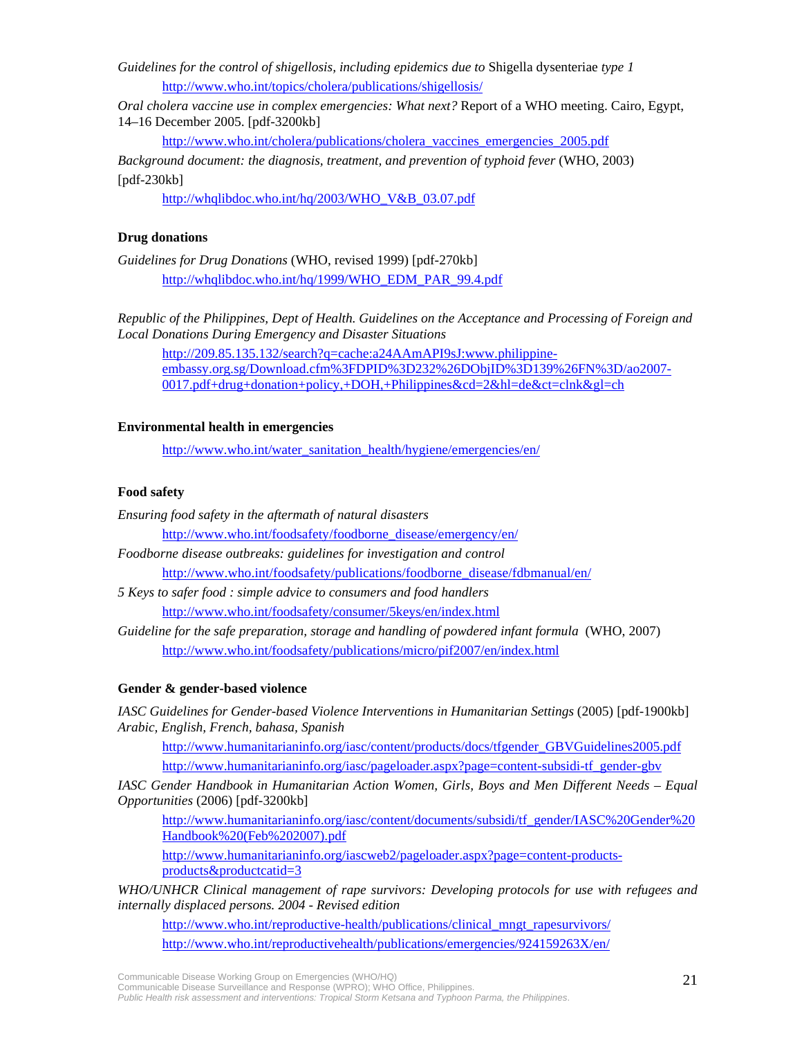*Guidelines for the control of shigellosis, including epidemics due to* Shigella dysenteriae *type 1*

http://www.who.int/topics/cholera/publications/shigellosis/

*Oral cholera vaccine use in complex emergencies: What next?* Report of a WHO meeting. Cairo, Egypt, 14–16 December 2005. [pdf-3200kb]

http://www.who.int/cholera/publications/cholera_vaccines_emergencies_2005.pdf

*Background document: the diagnosis, treatment, and prevention of typhoid fever* (WHO, 2003) [pdf-230kb]

http://whqlibdoc.who.int/hq/2003/WHO_V&B_03.07.pdf

**Drug donations**

*Guidelines for Drug Donations* (WHO, revised 1999) [pdf-270kb]

http://whqlibdoc.who.int/hq/1999/WHO_EDM_PAR_99.4.pdf

*Republic of the Philippines, Dept of Health. Guidelines on the Acceptance and Processing of Foreign and Local Donations During Emergency and Disaster Situations*

http://209.85.135.132/search?q=cache:a24AAmAPI9sJ:www.philippine-embassy.org.sg/Download.cfm%3FDPID%3D232%26DObjID%3D139%26FN%3D/ao2007-0017.pdf+drug+donation+policy,+DOH,+Philippines&cd=2&hl=de&ct=clnk&gl=ch

**Environmental health in emergencies**

http://www.who.int/water_sanitation_health/hygiene/emergencies/en/

**Food safety**

*Ensuring food safety in the aftermath of natural disasters*

http://www.who.int/foodsafety/foodborne_disease/emergency/en/

*Foodborne disease outbreaks: guidelines for investigation and control*

http://www.who.int/foodsafety/publications/foodborne_disease/fdbmanual/en/

*5 Keys to safer food : simple advice to consumers and food handlers*

http://www.who.int/foodsafety/consumer/5keys/en/index.html

*Guideline for the safe preparation, storage and handling of powdered infant formula* (WHO, 2007)

http://www.who.int/foodsafety/publications/micro/pif2007/en/index.html

**Gender & gender-based violence**

*IASC Guidelines for Gender-based Violence Interventions in Humanitarian Settings* (2005) [pdf-1900kb] *Arabic, English, French, bahasa, Spanish*

http://www.humanitarianinfo.org/iasc/content/products/docs/tfgender_GBVGuidelines2005.pdf

http://www.humanitarianinfo.org/iasc/pageloader.aspx?page=content-subsidi-tf_gender-gbv

*IASC Gender Handbook in Humanitarian Action Women, Girls, Boys and Men Different Needs – Equal Opportunities* (2006) [pdf-3200kb]

http://www.humanitarianinfo.org/iasc/content/documents/subsidi/tf_gender/IASC%20Gender%20Handbook%20(Feb%202007).pdf

http://www.humanitarianinfo.org/iascweb2/pageloader.aspx?page=content-products-products&productcatid=3

*WHO/UNHCR Clinical management of rape survivors: Developing protocols for use with refugees and internally displaced persons. 2004 - Revised edition*

http://www.who.int/reproductive-health/publications/clinical_mngt_rapesurvivors/

http://www.who.int/reproductivehealth/publications/emergencies/924159263X/en/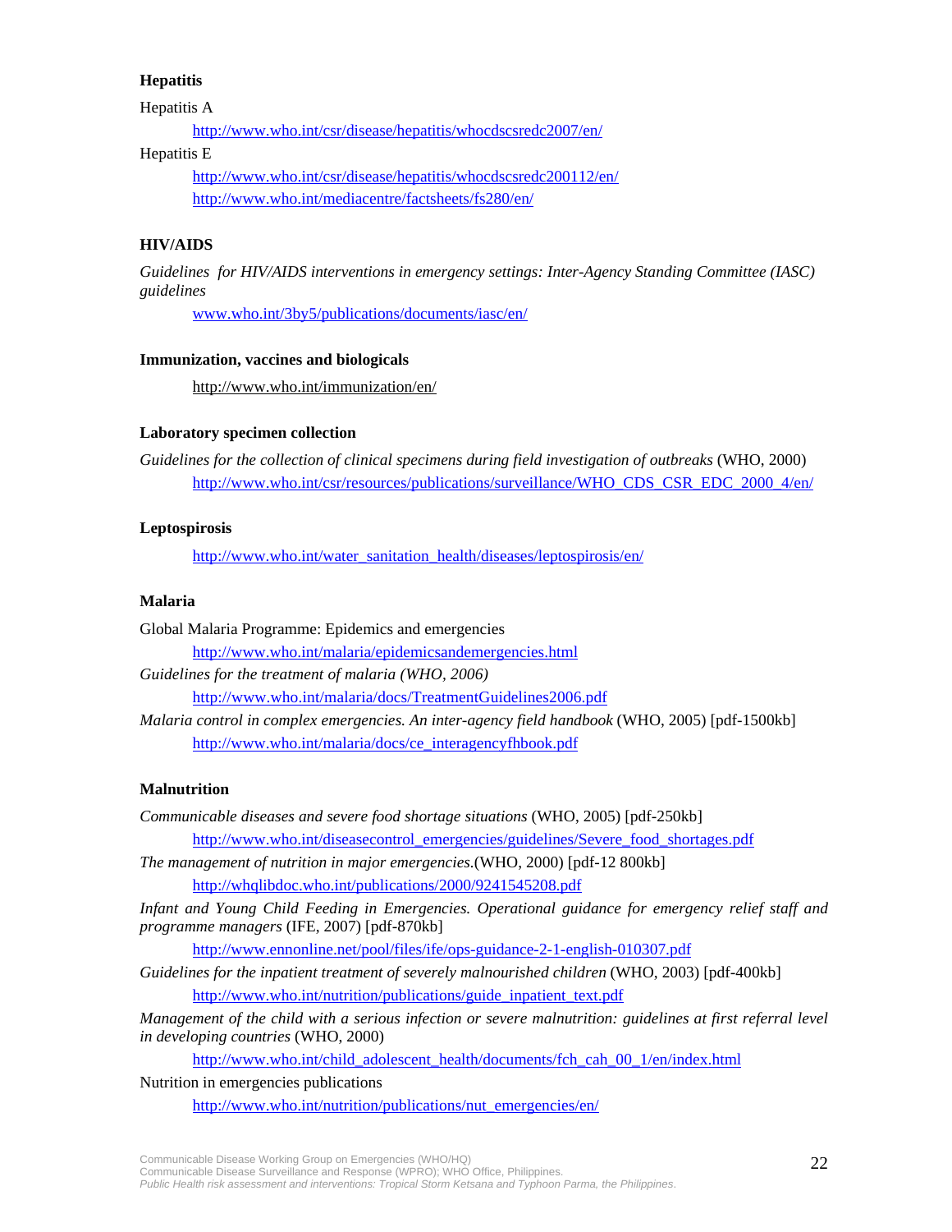**Hepatitis**

Hepatitis A

http://www.who.int/csr/disease/hepatitis/whocdscsredc2007/en/

Hepatitis E

http://www.who.int/csr/disease/hepatitis/whocdscsredc200112/en/
http://www.who.int/mediacentre/factsheets/fs280/en/

**HIV/AIDS**

*Guidelines for HIV/AIDS interventions in emergency settings: Inter-Agency Standing Committee (IASC) guidelines*

www.who.int/3by5/publications/documents/iasc/en/

**Immunization, vaccines and biologicals**

http://www.who.int/immunization/en/

**Laboratory specimen collection**

*Guidelines for the collection of clinical specimens during field investigation of outbreaks* (WHO, 2000)
http://www.who.int/csr/resources/publications/surveillance/WHO_CDS_CSR_EDC_2000_4/en/

**Leptospirosis**

http://www.who.int/water_sanitation_health/diseases/leptospirosis/en/

**Malaria**

Global Malaria Programme: Epidemics and emergencies
http://www.who.int/malaria/epidemicsandemergencies.html

*Guidelines for the treatment of malaria (WHO, 2006)*
http://www.who.int/malaria/docs/TreatmentGuidelines2006.pdf

*Malaria control in complex emergencies. An inter-agency field handbook* (WHO, 2005) [pdf-1500kb]
http://www.who.int/malaria/docs/ce_interagencyfhbook.pdf

**Malnutrition**

*Communicable diseases and severe food shortage situations* (WHO, 2005) [pdf-250kb]
http://www.who.int/diseasecontrol_emergencies/guidelines/Severe_food_shortages.pdf

*The management of nutrition in major emergencies.*(WHO, 2000) [pdf-12 800kb]
http://whqlibdoc.who.int/publications/2000/9241545208.pdf

*Infant and Young Child Feeding in Emergencies. Operational guidance for emergency relief staff and programme managers* (IFE, 2007) [pdf-870kb]
http://www.ennonline.net/pool/files/ife/ops-guidance-2-1-english-010307.pdf

*Guidelines for the inpatient treatment of severely malnourished children* (WHO, 2003) [pdf-400kb]
http://www.who.int/nutrition/publications/guide_inpatient_text.pdf

*Management of the child with a serious infection or severe malnutrition: guidelines at first referral level in developing countries* (WHO, 2000)
http://www.who.int/child_adolescent_health/documents/fch_cah_00_1/en/index.html

Nutrition in emergencies publications
http://www.who.int/nutrition/publications/nut_emergencies/en/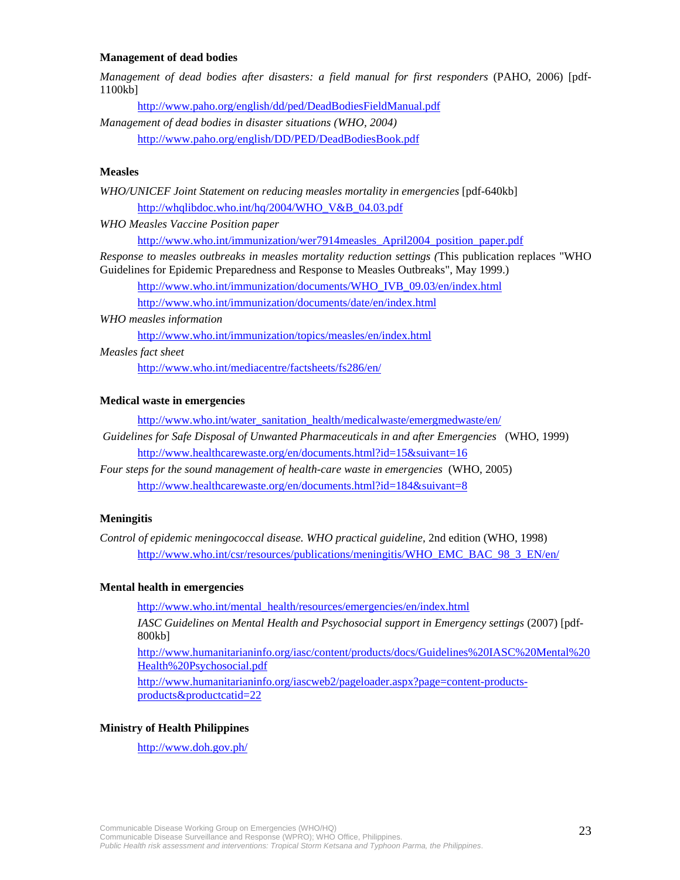**Management of dead bodies**

*Management of dead bodies after disasters: a field manual for first responders* (PAHO, 2006) [pdf-1100kb]

http://www.paho.org/english/dd/ped/DeadBodiesFieldManual.pdf

*Management of dead bodies in disaster situations (WHO, 2004)*

http://www.paho.org/english/DD/PED/DeadBodiesBook.pdf

**Measles**

*WHO/UNICEF Joint Statement on reducing measles mortality in emergencies* [pdf-640kb]

http://whqlibdoc.who.int/hq/2004/WHO_V&B_04.03.pdf

*WHO Measles Vaccine Position paper*

http://www.who.int/immunization/wer7914measles_April2004_position_paper.pdf

*Response to measles outbreaks in measles mortality reduction settings (*This publication replaces "WHO Guidelines for Epidemic Preparedness and Response to Measles Outbreaks", May 1999.)

http://www.who.int/immunization/documents/WHO_IVB_09.03/en/index.html

http://www.who.int/immunization/documents/date/en/index.html

*WHO measles information*

http://www.who.int/immunization/topics/measles/en/index.html

*Measles fact sheet*

http://www.who.int/mediacentre/factsheets/fs286/en/

**Medical waste in emergencies**

http://www.who.int/water_sanitation_health/medicalwaste/emergmedwaste/en/

*Guidelines for Safe Disposal of Unwanted Pharmaceuticals in and after Emergencies* (WHO, 1999)

http://www.healthcarewaste.org/en/documents.html?id=15&suivant=16

*Four steps for the sound management of health-care waste in emergencies* (WHO, 2005)

http://www.healthcarewaste.org/en/documents.html?id=184&suivant=8

**Meningitis**

*Control of epidemic meningococcal disease. WHO practical guideline,* 2nd edition (WHO, 1998)

http://www.who.int/csr/resources/publications/meningitis/WHO_EMC_BAC_98_3_EN/en/

**Mental health in emergencies**

http://www.who.int/mental_health/resources/emergencies/en/index.html

*IASC Guidelines on Mental Health and Psychosocial support in Emergency settings* (2007) [pdf-800kb]

http://www.humanitarianinfo.org/iasc/content/products/docs/Guidelines%20IASC%20Mental%20Health%20Psychosocial.pdf

http://www.humanitarianinfo.org/iascweb2/pageloader.aspx?page=content-products-products&productcatid=22

**Ministry of Health Philippines**

http://www.doh.gov.ph/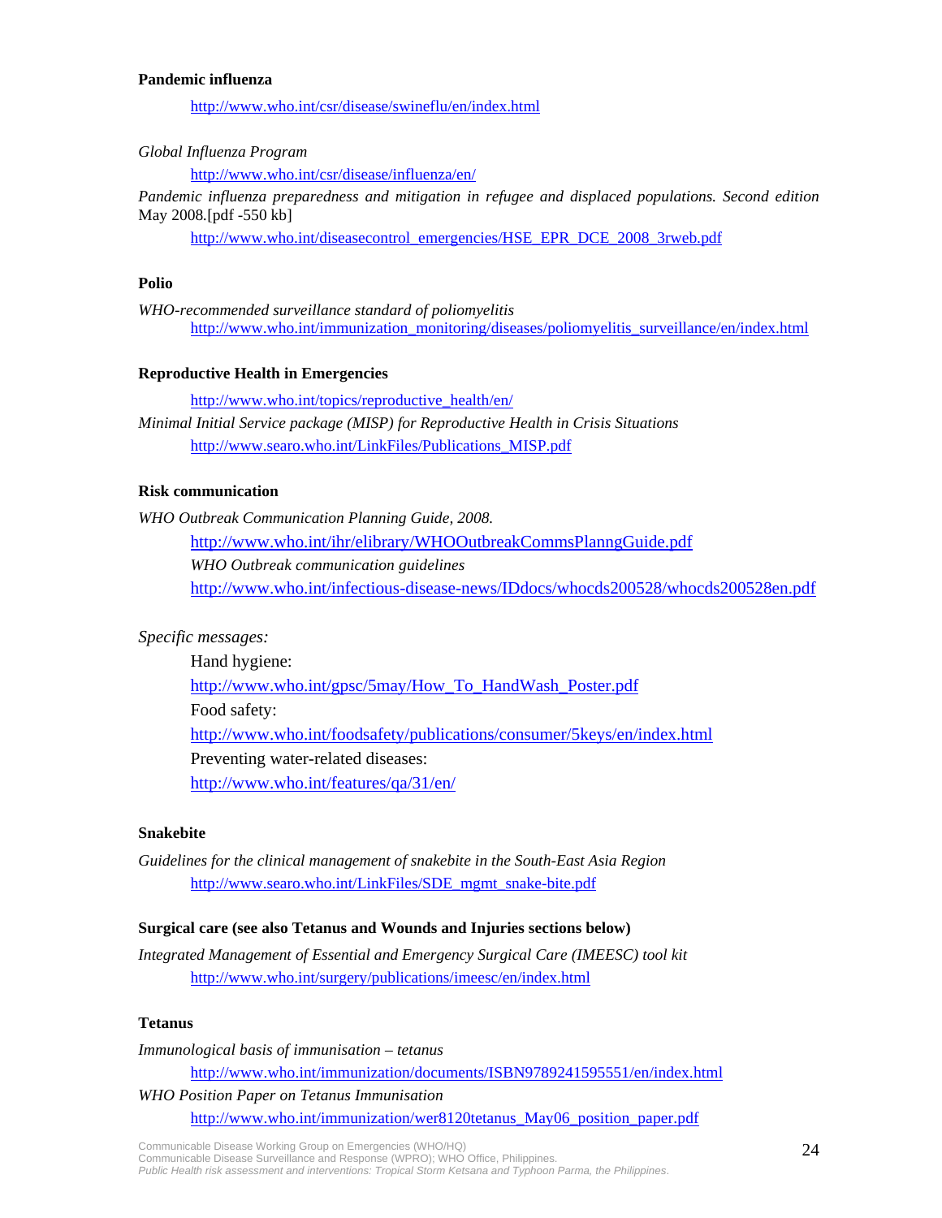**Pandemic influenza**

http://www.who.int/csr/disease/swineflu/en/index.html

*Global Influenza Program*

http://www.who.int/csr/disease/influenza/en/

*Pandemic influenza preparedness and mitigation in refugee and displaced populations. Second edition* May 2008*.*[pdf -550 kb]

http://www.who.int/diseasecontrol_emergencies/HSE_EPR_DCE_2008_3rweb.pdf

**Polio**

*WHO-recommended surveillance standard of poliomyelitis*
http://www.who.int/immunization_monitoring/diseases/poliomyelitis_surveillance/en/index.html

**Reproductive Health in Emergencies**

http://www.who.int/topics/reproductive_health/en/

*Minimal Initial Service package (MISP) for Reproductive Health in Crisis Situations*
http://www.searo.who.int/LinkFiles/Publications_MISP.pdf

**Risk communication**

*WHO Outbreak Communication Planning Guide, 2008.*

http://www.who.int/ihr/elibrary/WHOOutbreakCommsPlanngGuide.pdf

*WHO Outbreak communication guidelines*

http://www.who.int/infectious-disease-news/IDdocs/whocds200528/whocds200528en.pdf

*Specific messages:*

Hand hygiene:

http://www.who.int/gpsc/5may/How_To_HandWash_Poster.pdf

Food safety:

http://www.who.int/foodsafety/publications/consumer/5keys/en/index.html

Preventing water-related diseases:

http://www.who.int/features/qa/31/en/

**Snakebite**

*Guidelines for the clinical management of snakebite in the South-East Asia Region*
http://www.searo.who.int/LinkFiles/SDE_mgmt_snake-bite.pdf

**Surgical care (see also Tetanus and Wounds and Injuries sections below)**

*Integrated Management of Essential and Emergency Surgical Care (IMEESC) tool kit*
http://www.who.int/surgery/publications/imeesc/en/index.html

**Tetanus**

*Immunological basis of immunisation – tetanus*

http://www.who.int/immunization/documents/ISBN9789241595551/en/index.html

*WHO Position Paper on Tetanus Immunisation*

http://www.who.int/immunization/wer8120tetanus_May06_position_paper.pdf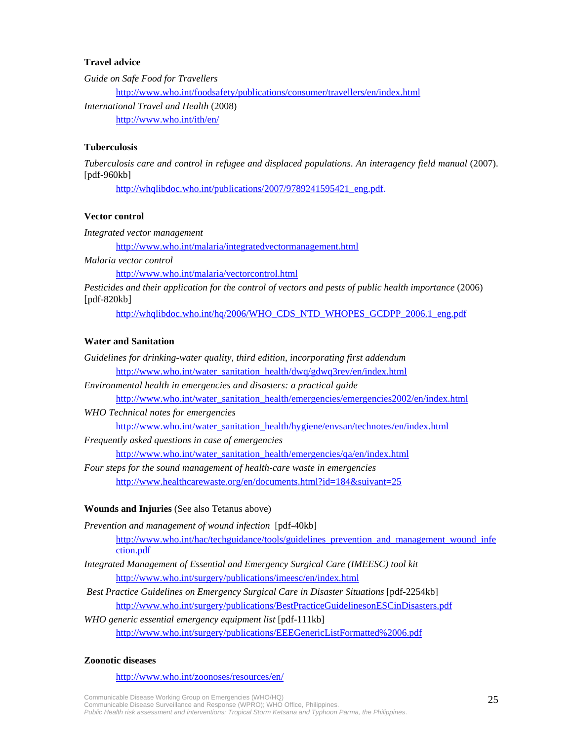**Travel advice**

*Guide on Safe Food for Travellers*

http://www.who.int/foodsafety/publications/consumer/travellers/en/index.html

*International Travel and Health* (2008)

http://www.who.int/ith/en/

**Tuberculosis**

*Tuberculosis care and control in refugee and displaced populations. An interagency field manual* (2007). [pdf-960kb]

http://whqlibdoc.who.int/publications/2007/9789241595421_eng.pdf.

**Vector control**

*Integrated vector management*

http://www.who.int/malaria/integratedvectormanagement.html

*Malaria vector control*

http://www.who.int/malaria/vectorcontrol.html

*Pesticides and their application for the control of vectors and pests of public health importance* (2006) [pdf-820kb]

http://whqlibdoc.who.int/hq/2006/WHO_CDS_NTD_WHOPES_GCDPP_2006.1_eng.pdf

**Water and Sanitation**

*Guidelines for drinking-water quality, third edition, incorporating first addendum*

http://www.who.int/water_sanitation_health/dwq/gdwq3rev/en/index.html

*Environmental health in emergencies and disasters: a practical guide*

http://www.who.int/water_sanitation_health/emergencies/emergencies2002/en/index.html

*WHO Technical notes for emergencies*

http://www.who.int/water_sanitation_health/hygiene/envsan/technotes/en/index.html

*Frequently asked questions in case of emergencies*

http://www.who.int/water_sanitation_health/emergencies/qa/en/index.html

*Four steps for the sound management of health-care waste in emergencies*

http://www.healthcarewaste.org/en/documents.html?id=184&suivant=25

**Wounds and Injuries** (See also Tetanus above)

*Prevention and management of wound infection* [pdf-40kb]

http://www.who.int/hac/techguidance/tools/guidelines_prevention_and_management_wound_infection.pdf

*Integrated Management of Essential and Emergency Surgical Care (IMEESC) tool kit*

http://www.who.int/surgery/publications/imeesc/en/index.html

*Best Practice Guidelines on Emergency Surgical Care in Disaster Situations* [pdf-2254kb]

http://www.who.int/surgery/publications/BestPracticeGuidelinesonESCinDisasters.pdf

*WHO generic essential emergency equipment list* [pdf-111kb]

http://www.who.int/surgery/publications/EEEGenericListFormatted%2006.pdf

**Zoonotic diseases**

http://www.who.int/zoonoses/resources/en/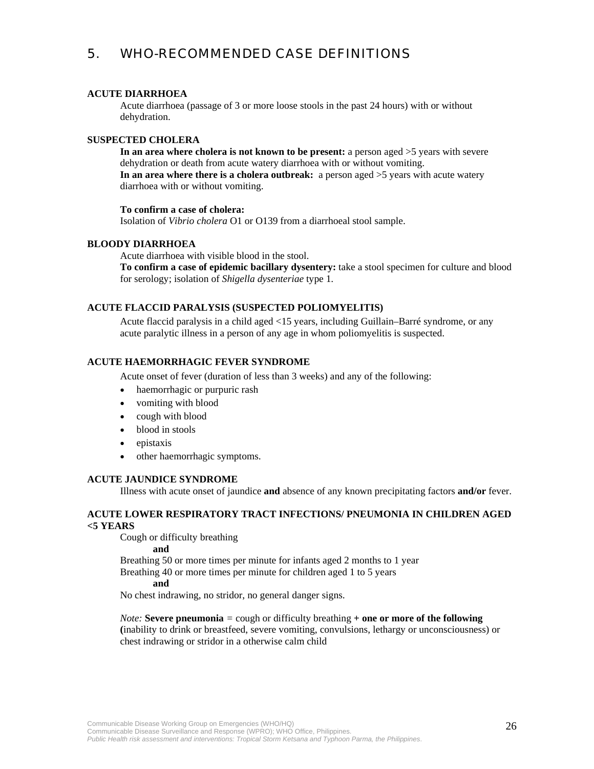## 5. WHO-RECOMMENDED CASE DEFINITIONS

**ACUTE DIARRHOEA**

Acute diarrhoea (passage of 3 or more loose stools in the past 24 hours) with or without dehydration.

**SUSPECTED CHOLERA**

**In an area where cholera is not known to be present:** a person aged >5 years with severe dehydration or death from acute watery diarrhoea with or without vomiting.
**In an area where there is a cholera outbreak:** a person aged >5 years with acute watery diarrhoea with or without vomiting.

**To confirm a case of cholera:**
Isolation of *Vibrio cholera* O1 or O139 from a diarrhoeal stool sample.

**BLOODY DIARRHOEA**

Acute diarrhoea with visible blood in the stool.
**To confirm a case of epidemic bacillary dysentery:** take a stool specimen for culture and blood for serology; isolation of *Shigella dysenteriae* type 1.

**ACUTE FLACCID PARALYSIS (SUSPECTED POLIOMYELITIS)**

Acute flaccid paralysis in a child aged <15 years, including Guillain–Barré syndrome, or any acute paralytic illness in a person of any age in whom poliomyelitis is suspected.

**ACUTE HAEMORRHAGIC FEVER SYNDROME**

Acute onset of fever (duration of less than 3 weeks) and any of the following:

- haemorrhagic or purpuric rash
- vomiting with blood
- cough with blood
- blood in stools
- epistaxis
- other haemorrhagic symptoms.

**ACUTE JAUNDICE SYNDROME**

Illness with acute onset of jaundice **and** absence of any known precipitating factors **and/or** fever.

**ACUTE LOWER RESPIRATORY TRACT INFECTIONS/ PNEUMONIA IN CHILDREN AGED <5 YEARS**

Cough or difficulty breathing
**and**
Breathing 50 or more times per minute for infants aged 2 months to 1 year
Breathing 40 or more times per minute for children aged 1 to 5 years
**and**
No chest indrawing, no stridor, no general danger signs.

*Note:* **Severe pneumonia** = cough or difficulty breathing **+ one or more of the following (**inability to drink or breastfeed, severe vomiting, convulsions, lethargy or unconsciousness) or chest indrawing or stridor in a otherwise calm child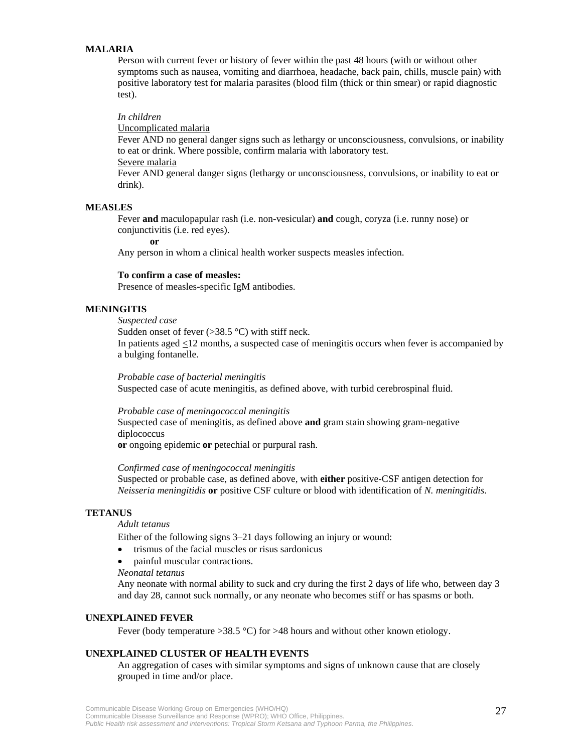### MALARIA

Person with current fever or history of fever within the past 48 hours (with or without other symptoms such as nausea, vomiting and diarrhoea, headache, back pain, chills, muscle pain) with positive laboratory test for malaria parasites (blood film (thick or thin smear) or rapid diagnostic test).

*In children*

Uncomplicated malaria

Fever AND no general danger signs such as lethargy or unconsciousness, convulsions, or inability to eat or drink. Where possible, confirm malaria with laboratory test.

Severe malaria

Fever AND general danger signs (lethargy or unconsciousness, convulsions, or inability to eat or drink).

### MEASLES

Fever **and** maculopapular rash (i.e. non-vesicular) **and** cough, coryza (i.e. runny nose) or conjunctivitis (i.e. red eyes).

**or**

Any person in whom a clinical health worker suspects measles infection.

**To confirm a case of measles:**

Presence of measles-specific IgM antibodies.

### MENINGITIS

*Suspected case*

Sudden onset of fever (>38.5 °C) with stiff neck.

In patients aged ≤12 months, a suspected case of meningitis occurs when fever is accompanied by a bulging fontanelle.

*Probable case of bacterial meningitis*

Suspected case of acute meningitis, as defined above, with turbid cerebrospinal fluid.

*Probable case of meningococcal meningitis*

Suspected case of meningitis, as defined above **and** gram stain showing gram-negative diplococcus

**or** ongoing epidemic **or** petechial or purpural rash.

*Confirmed case of meningococcal meningitis*

Suspected or probable case, as defined above, with **either** positive-CSF antigen detection for *Neisseria meningitidis* **or** positive CSF culture or blood with identification of *N. meningitidis*.

### TETANUS

*Adult tetanus*

Either of the following signs 3–21 days following an injury or wound:

- trismus of the facial muscles or risus sardonicus
- painful muscular contractions.

*Neonatal tetanus*

Any neonate with normal ability to suck and cry during the first 2 days of life who, between day 3 and day 28, cannot suck normally, or any neonate who becomes stiff or has spasms or both.

### UNEXPLAINED FEVER

Fever (body temperature >38.5 °C) for >48 hours and without other known etiology.

### UNEXPLAINED CLUSTER OF HEALTH EVENTS

An aggregation of cases with similar symptoms and signs of unknown cause that are closely grouped in time and/or place.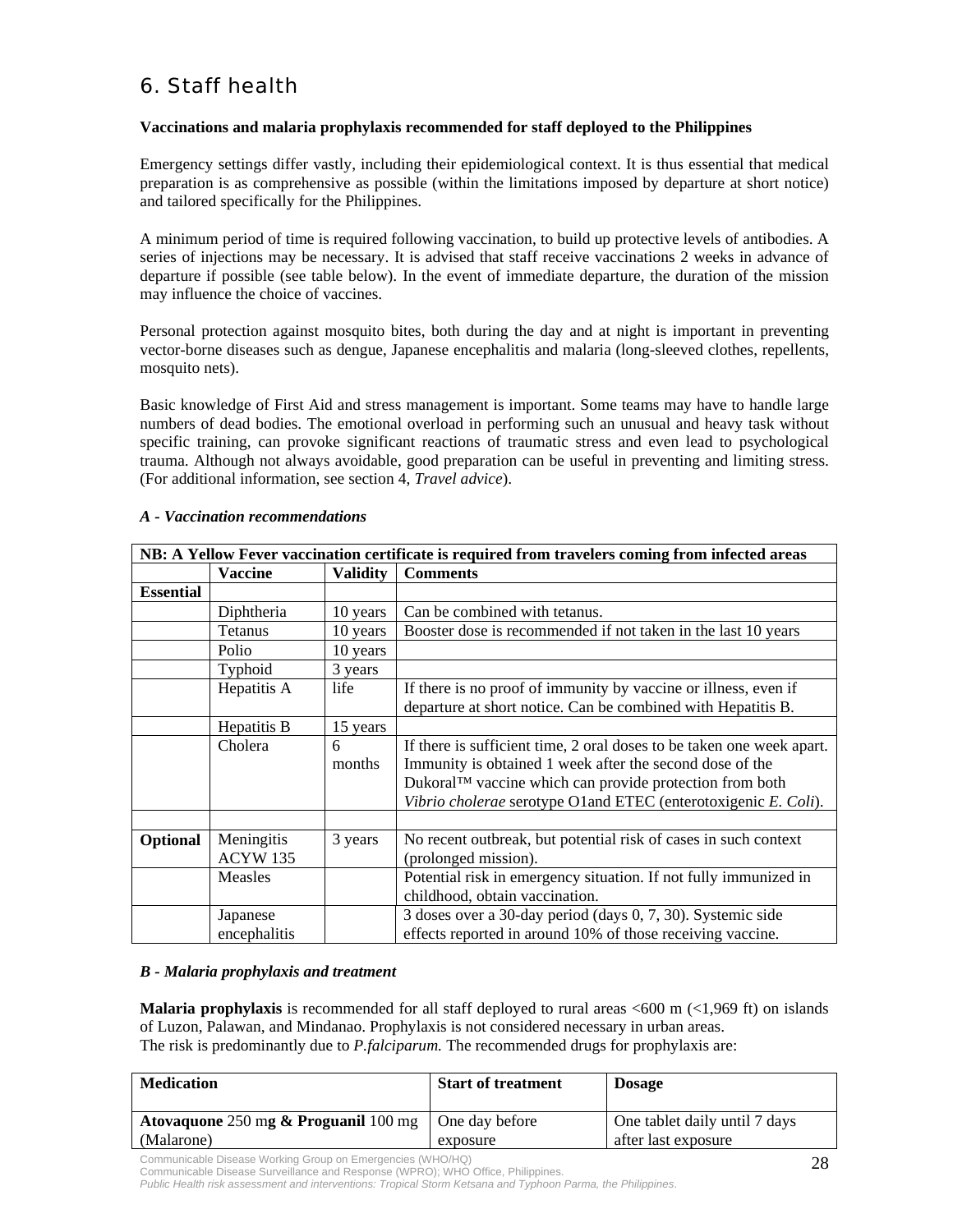# 6. Staff health

**Vaccinations and malaria prophylaxis recommended for staff deployed to the Philippines**

Emergency settings differ vastly, including their epidemiological context. It is thus essential that medical preparation is as comprehensive as possible (within the limitations imposed by departure at short notice) and tailored specifically for the Philippines.

A minimum period of time is required following vaccination, to build up protective levels of antibodies. A series of injections may be necessary. It is advised that staff receive vaccinations 2 weeks in advance of departure if possible (see table below). In the event of immediate departure, the duration of the mission may influence the choice of vaccines.

Personal protection against mosquito bites, both during the day and at night is important in preventing vector-borne diseases such as dengue, Japanese encephalitis and malaria (long-sleeved clothes, repellents, mosquito nets).

Basic knowledge of First Aid and stress management is important. Some teams may have to handle large numbers of dead bodies. The emotional overload in performing such an unusual and heavy task without specific training, can provoke significant reactions of traumatic stress and even lead to psychological trauma. Although not always avoidable, good preparation can be useful in preventing and limiting stress. (For additional information, see section 4, *Travel advice*).

***A - Vaccination recommendations***

| **NB: A Yellow Fever vaccination certificate is required from travelers coming from infected areas** | | | |
|---|---|---|---|
| | **Vaccine** | **Validity** | **Comments** |
| **Essential** | | | |
| | Diphtheria | 10 years | Can be combined with tetanus. |
| | Tetanus | 10 years | Booster dose is recommended if not taken in the last 10 years |
| | Polio | 10 years | |
| | Typhoid | 3 years | |
| | Hepatitis A | life | If there is no proof of immunity by vaccine or illness, even if departure at short notice. Can be combined with Hepatitis B. |
| | Hepatitis B | 15 years | |
| | Cholera | 6 months | If there is sufficient time, 2 oral doses to be taken one week apart. Immunity is obtained 1 week after the second dose of the Dukoral™ vaccine which can provide protection from both *Vibrio cholerae* serotype O1and ETEC (enterotoxigenic *E. Coli*). |
| | | | |
| **Optional** | Meningitis ACYW 135 | 3 years | No recent outbreak, but potential risk of cases in such context (prolonged mission). |
| | Measles | | Potential risk in emergency situation. If not fully immunized in childhood, obtain vaccination. |
| | Japanese encephalitis | | 3 doses over a 30-day period (days 0, 7, 30). Systemic side effects reported in around 10% of those receiving vaccine. |

***B - Malaria prophylaxis and treatment***

**Malaria prophylaxis** is recommended for all staff deployed to rural areas <600 m (<1,969 ft) on islands of Luzon, Palawan, and Mindanao. Prophylaxis is not considered necessary in urban areas.
The risk is predominantly due to *P.falciparum.* The recommended drugs for prophylaxis are:

| **Medication** | **Start of treatment** | **Dosage** |
|---|---|---|
| **Atovaquone** 250 m**g & Proguanil** 100 mg (Malarone) | One day before exposure | One tablet daily until 7 days after last exposure |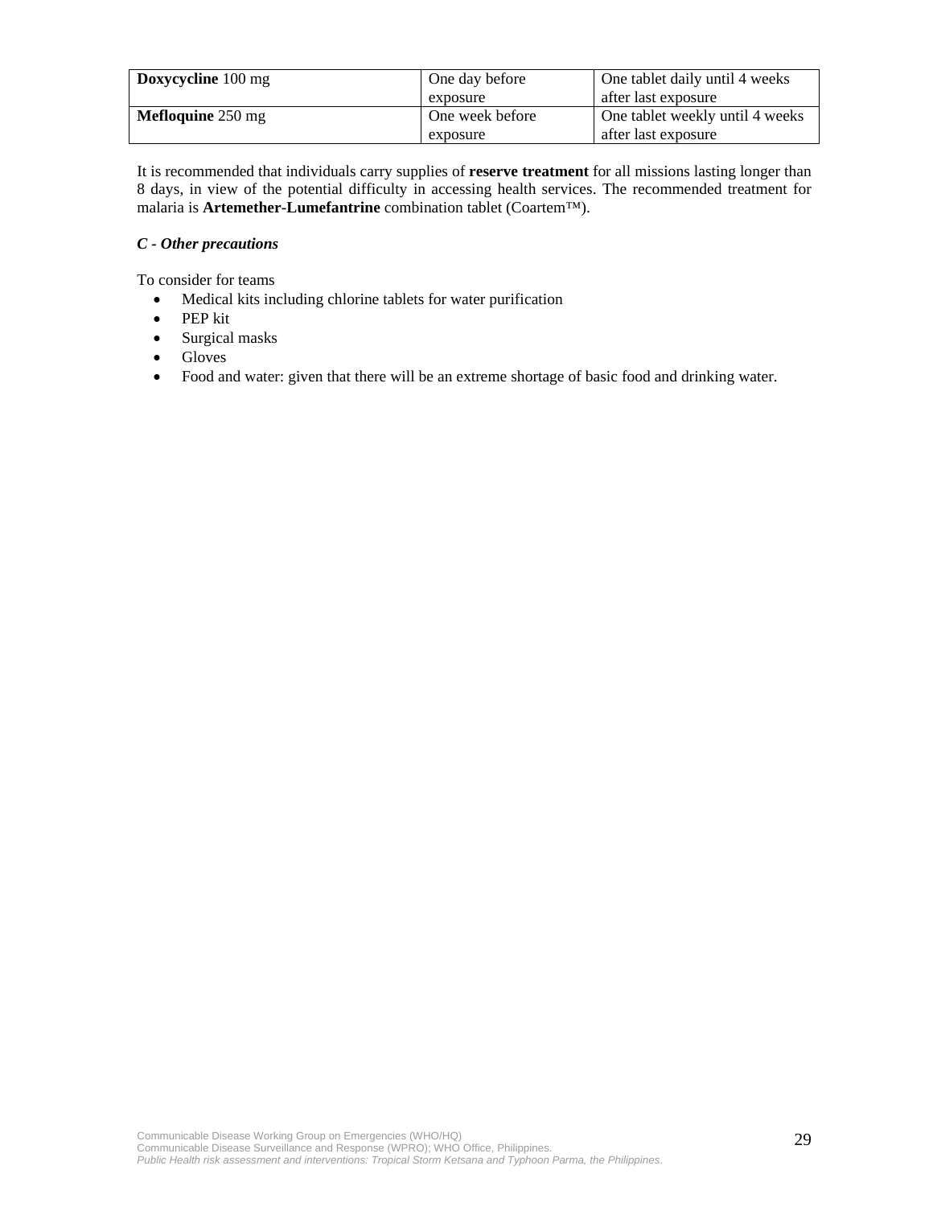| | | |
|---|---|---|
| **Doxycycline** 100 mg | One day before exposure | One tablet daily until 4 weeks after last exposure |
| **Mefloquine** 250 mg | One week before exposure | One tablet weekly until 4 weeks after last exposure |

It is recommended that individuals carry supplies of **reserve treatment** for all missions lasting longer than 8 days, in view of the potential difficulty in accessing health services. The recommended treatment for malaria is **Artemether-Lumefantrine** combination tablet (Coartem™).

***C - Other precautions***

To consider for teams

- Medical kits including chlorine tablets for water purification
- PEP kit
- Surgical masks
- Gloves
- Food and water: given that there will be an extreme shortage of basic food and drinking water.